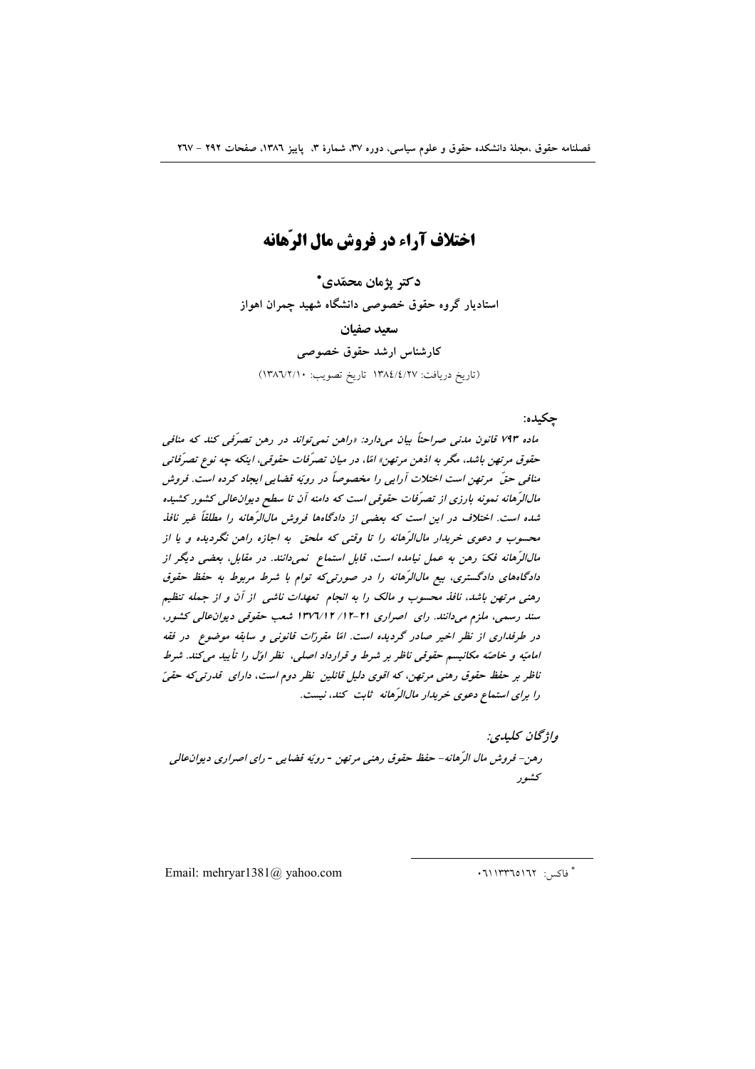# اختلاف آراء در فروش مال الرّهانه

**دکتر پژمان محمّدی***

**استادیار گروه حقوق خصوصی دانشگاه شهید چمران اهواز**

**سعید صفیان**

**کارشناس ارشد حقوق خصوصی**

(تاریخ دریافت: ۱۳۸٤/٤/۲۷ تاریخ تصویب: ۱۳۸٦/۲/۱۰)

**چکیده:**

*ماده ۷۹۳ قانون مدنی صراحتاً بیان می‌دارد: «راهن نمی‌تواند در رهن تصرّفی کند که منافی حقوق مرتهن باشد، مگر به اذن مرتهن» امّا، در میان تصرّفات حقوقی، اینکه چه نوع تصرّفاتی منافی حقّ مرتهن است اختلاف آرایی را مخصوصاً در رویّه قضایی ایجاد کرده است. فروش مال‌الرّهانه نمونه بارزی از تصرّفات حقوقی است که دامنه آن تا سطح دیوان‌عالی کشور کشیده شده است. اختلاف در این است که بعضی از دادگاه‌ها فروش مال‌الرّهانه را مطلقاً غیر نافذ محسوب و دعوی خریدار مال‌الرّهانه را تا وقتی که ملحق به اجازه راهن نگردیده و یا از مال‌الرّهانه فکّ رهن به عمل نیامده است، قابل استماع نمی‌دانند. در مقابل، بعضی دیگر از دادگاه‌های دادگستری، بیع مال‌الرّهانه را در صورتی‌که توام با شرط مربوط به حفظ حقوق رهنی مرتهن باشد، نافذ محسوب و مالک را به انجام تعهدات ناشی از آن و از جمله تنظیم سند رسمی، ملزم می‌دانند. رای اصراری ۲۱-۱۲/۱۲/ ۱۳۷٦ شعب حقوقی دیوان‌عالی کشور، در طرفداری از نظر اخیر صادر گردیده است. امّا مقرّرات قانونی و سابقه موضوع در فقه امامیّه و خاصّه مکانیسم حقوقی ناظر بر شرط و قرارداد اصلی، نظر اوّل را تأیید می‌کند. شرط ناظر بر حفظ حقوق رهنی مرتهن، که اقوی دلیل قائلین نظر دوم است، دارای قدرتی‌که حقیّ را برای استماع دعوی خریدار مال‌الرّهانه ثابت کند، نیست.*

***واژگان کلیدی:***

*رهن- فروش مال الرّهانه- حفظ حقوق رهنی مرتهن - رویّه قضایی - رای اصراری دیوان‌عالی کشور*

---

* فاکس: ۰٦۱۱۳۳٦٥۱٦۲

Email: mehryar1381@ yahoo.com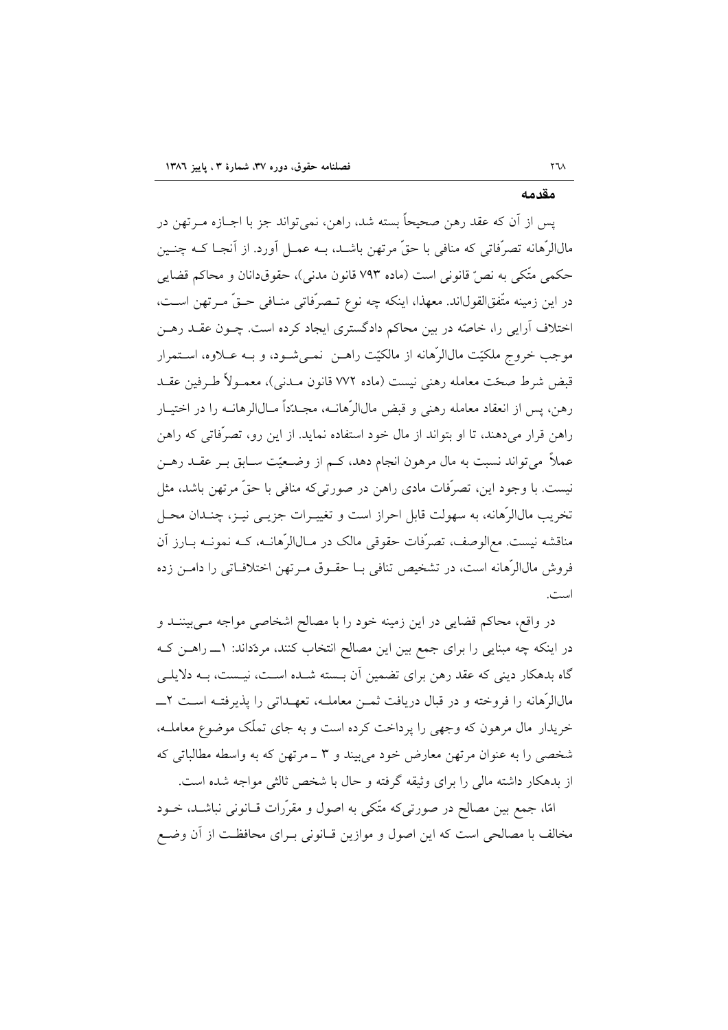## مقدمه

پس از آن که عقد رهن صحیحاً بسته شد، راهن، نمی‌تواند جز با اجـازه مـرتهن در مال‌الرّهانه تصرّفاتی که منافی با حقّ مرتهن باشـد، بـه عمـل آورد. از آنجـا کـه چنـین حکمی متّکی به نصّ قانونی است (ماده ۷۹۳ قانون مدنی)، حقوق‌دانان و محاکم قضایی در این زمینه متّفق‌القول‌اند. معهذا، اینکه چه نوع تـصرّفاتی منـافی حـقّ مـرتهن اسـت، اختلاف آرایی را، خاصّه در بین محاکم دادگستری ایجاد کرده است. چـون عقـد رهـن موجب خروج ملکیّت مال‌الرّهانه از مالکیّت راهـن نمـی‌شـود، و بـه عـلاوه، اسـتمرار قبض شرط صحّت معامله رهنی نیست (ماده ۷۷۲ قانون مـدنی)، معمـولاً طـرفین عقـد رهن، پس از انعقاد معامله رهنی و قبض مال‌الرّهانـه، مجـدّداً مـال‌الرهانـه را در اختیـار راهن قرار می‌دهند، تا او بتواند از مال خود استفاده نماید. از این رو، تصرّفاتی که راهن عملاً می‌تواند نسبت به مال مرهون انجام دهد، کـم از وضـعیّت سـابق بـر عقـد رهـن نیست. با وجود این، تصرّفات مادی راهن در صورتی‌که منافی با حقّ مرتهن باشد، مثل تخریب مال‌الرّهانه، به سهولت قابل احراز است و تغییـرات جزیـی نیـز، چنـدان محـل مناقشه نیست. مع‌الوصف، تصرّفات حقوقی مالک در مـال‌الرّهانـه، کـه نمونـه بـارز آن فروش مال‌الرّهانه است، در تشخیص تنافی بـا حقـوق مـرتهن اختلافـاتی را دامـن زده است.

در واقع، محاکم قضایی در این زمینه خود را با مصالح اشخاصی مواجه مـی‌بیننـد و در اینکه چه مبنایی را برای جمع بین این مصالح انتخاب کنند، مردّداند: ۱ــ راهـن کـه گاه بدهکار دینی که عقد رهن برای تضمین آن بـسته شـده اسـت، نیـست، بـه دلایلـی مال‌الرّهانه را فروخته و در قبال دریافت ثمـن معاملـه، تعهـداتی را پذیرفتـه اسـت ۲ــ خریدار مال مرهون که وجهی را پرداخت کرده است و به جای تملّک موضوع معاملـه، شخصی را به عنوان مرتهن معارض خود می‌بیند و ۳ ـ مرتهن که به واسطه مطالباتی که از بدهکار داشته مالی را برای وثیقه گرفته و حال با شخص ثالثی مواجه شده است.

امّا، جمع بین مصالح در صورتی‌که متّکی به اصول و مقرّرات قـانونی نباشـد، خـود مخالف با مصالحی است که این اصول و موازین قـانونی بـرای محافظـت از آن وضـع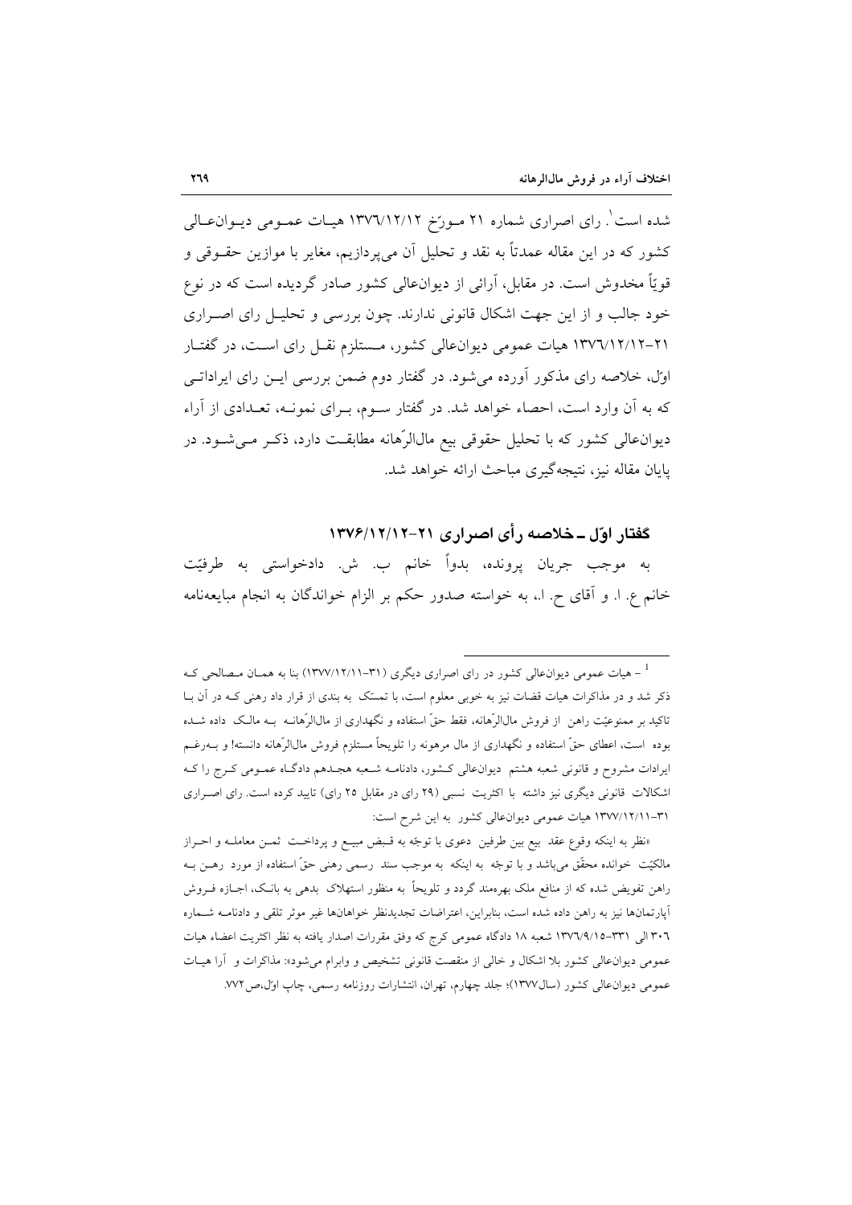شده است[1]. رای اصراری شماره ۲۱ مورّخ ۱۳۷۶/۱۲/۱۲ هیات عمومی دیوان‌عالی کشور که در این مقاله عمدتاً به نقد و تحلیل آن می‌پردازیم، مغایر با موازین حقوقی و قویاً مخدوش است. در مقابل، آرائی از دیوان‌عالی کشور صادر گردیده است که در نوع خود جالب و از این جهت اشکال قانونی ندارند. چون بررسی و تحلیل رای اصراری ۲۱-۱۳۷۶/۱۲/۱۲ هیات عمومی دیوان‌عالی کشور، مستلزم نقل رای است، در گفتار اوّل، خلاصه رای مذکور آورده می‌شود. در گفتار دوم ضمن بررسی این رای ایراداتی که به آن وارد است، احصاء خواهد شد. در گفتار سوم، برای نمونه، تعدادی از آراء دیوان‌عالی کشور که با تحلیل حقوقی بیع مال‌الرّهانه مطابقت دارد، ذکر می‌شود. در پایان مقاله نیز، نتیجه‌گیری مباحث ارائه خواهد شد.

## گفتار اوّل ـ خلاصه رأی اصراری ۲۱-۱۳۷۶/۱۲/۱۲

به موجب جریان پرونده، بدواً خانم ب. ش. دادخواستی به طرفیّت خانم ع. ا. و آقای ح. ا.، به خواسته صدور حکم بر الزام خواندگان به انجام مبایعه‌نامه

---

[1] – هیات عمومی دیوان‌عالی کشور در رای اصراری دیگری (۳۱-۱۳۷۷/۱۲/۱۱) بنا به همان مصالحی که ذکر شد و در مذاکرات هیات قضات نیز به خوبی معلوم است، با تمسّک به بندی از قرار داد رهنی که در آن با تاکید بر ممنوعیّت راهن از فروش مال‌الرّهانه، فقط حقّ استفاده و نگهداری از مال‌الرّهانه به مالک داده شده بوده است، اعطای حقّ استفاده و نگهداری از مال مرهونه را تلویحاً مستلزم فروش مال‌الرّهانه دانسته! و به‌رغم ایرادات مشروح و قانونی شعبه هشتم دیوان‌عالی کشور، دادنامه شعبه هجدهم دادگاه عمومی کرج را که اشکالات قانونی دیگری نیز داشته با اکثریت نسبی (۲۹ رای در مقابل ۲۵ رای) تایید کرده است. رای اصراری ۳۱-۱۳۷۷/۱۲/۱۱ هیات عمومی دیوان‌عالی کشور به این شرح است:

«نظر به اینکه وقوع عقد بیع بین طرفین دعوی با توجّه به قبض مبیع و پرداخت ثمن معامله و احراز مالکیّت خوانده محقّق می‌باشد و با توجّه به اینکه به موجب سند رسمی رهنی حقّ استفاده از مورد رهن به راهن تفویض شده که از منافع ملک بهره‌مند گردد و تلویحاً به منظور استهلاک بدهی به بانک، اجازه فروش آپارتمان‌ها نیز به راهن داده شده است، بنابراین، اعتراضات تجدیدنظر خواهان‌ها غیر موثر تلقی و دادنامه شماره ۳۰۶ الی ۳۳۱-۱۳۷۶/۹/۱۵ شعبه ۱۸ دادگاه عمومی کرج که وفق مقررات اصدار یافته به نظر اکثریت اعضاء هیات عمومی دیوان‌عالی کشور بلا اشکال و خالی از منقصت قانونی تشخیص و ابرام می‌شود»: مذاکرات و آرا هیات عمومی دیوان‌عالی کشور (سال۱۳۷۷)؛ جلد چهارم، تهران، انتشارات روزنامه رسمی، چاپ اوّل،ص۷۷۲.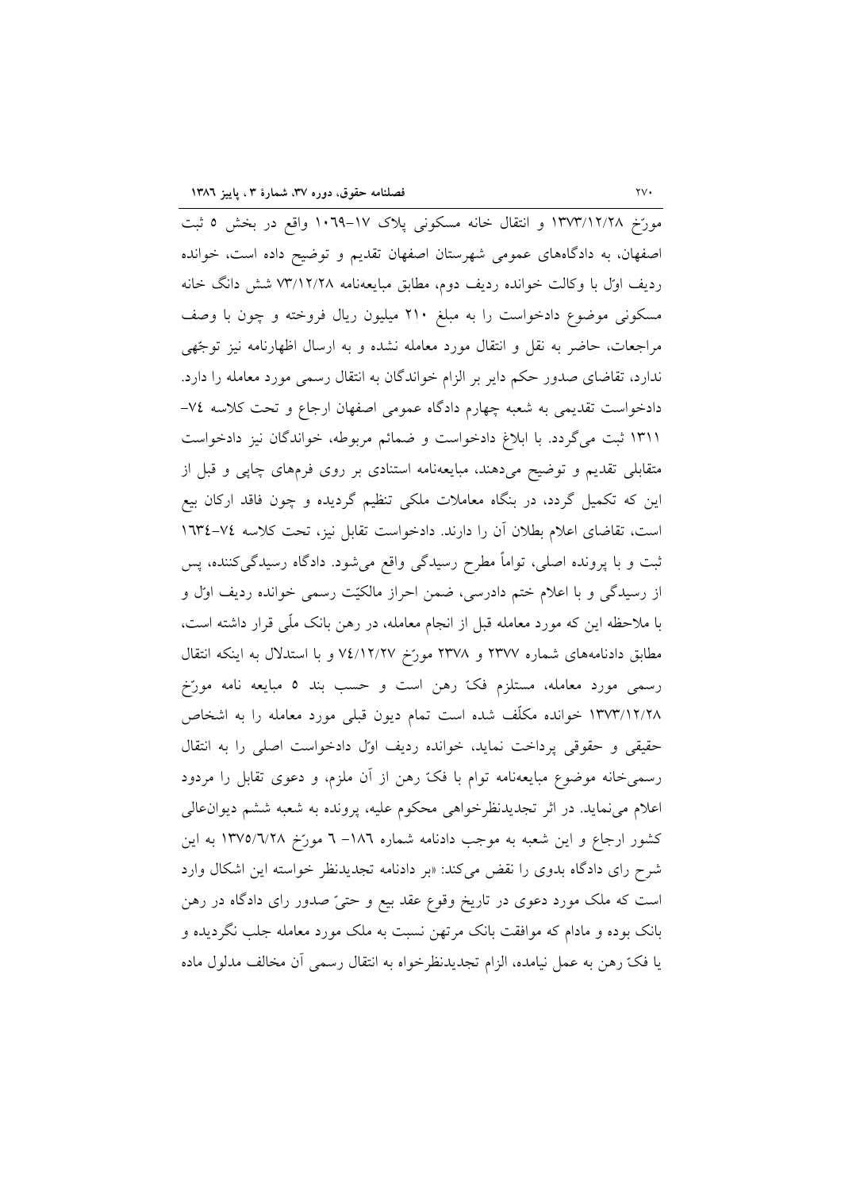مورّخ ۱۳۷۳/۱۲/۲۸ و انتقال خانه مسکونی پلاک ۱۷-۱۰۶۹ واقع در بخش ۵ ثبت اصفهان، به دادگاه‌های عمومی شهرستان اصفهان تقدیم و توضیح داده است، خوانده ردیف اوّل با وکالت خوانده ردیف دوم، مطابق مبایعه‌نامه ۷۳/۱۲/۲۸ شش دانگ خانه مسکونی موضوع دادخواست را به مبلغ ۲۱۰ میلیون ریال فروخته و چون با وصف مراجعات، حاضر به نقل و انتقال مورد معامله نشده و به ارسال اظهارنامه نیز توجّهی ندارد، تقاضای صدور حکم دایر بر الزام خواندگان به انتقال رسمی مورد معامله را دارد. دادخواست تقدیمی به شعبه چهارم دادگاه عمومی اصفهان ارجاع و تحت کلاسه ۷۴-۱۳۱۱ ثبت می‌گردد. با ابلاغ دادخواست و ضمائم مربوطه، خواندگان نیز دادخواست متقابلی تقدیم و توضیح می‌دهند، مبایعه‌نامه استنادی بر روی فرم‌های چاپی و قبل از این که تکمیل گردد، در بنگاه معاملات ملکی تنظیم گردیده و چون فاقد ارکان بیع است، تقاضای اعلام بطلان آن را دارند. دادخواست تقابل نیز، تحت کلاسه ۷۴-۱۶۳۴ ثبت و با پرونده اصلی، تواماً مطرح رسیدگی واقع می‌شود. دادگاه رسیدگی‌کننده، پس از رسیدگی و با اعلام ختم دادرسی، ضمن احراز مالکیّت رسمی خوانده ردیف اوّل و با ملاحظه این که مورد معامله قبل از انجام معامله، در رهن بانک ملّی قرار داشته است، مطابق دادنامه‌های شماره ۲۳۷۷ و ۲۳۷۸ مورّخ ۷۴/۱۲/۲۷ و با استدلال به اینکه انتقال رسمی مورد معامله، مستلزم فکّ رهن است و حسب بند ۵ مبایعه نامه مورّخ ۱۳۷۳/۱۲/۲۸ خوانده مکلّف شده است تمام دیون قبلی مورد معامله را به اشخاص حقیقی و حقوقی پرداخت نماید، خوانده ردیف اوّل دادخواست اصلی را به انتقال رسمی‌خانه موضوع مبایعه‌نامه توام با فکّ رهن از آن ملزم، و دعوی تقابل را مردود اعلام می‌نماید. در اثر تجدیدنظرخواهی محکوم علیه، پرونده به شعبه ششم دیوان‌عالی کشور ارجاع و این شعبه به موجب دادنامه شماره ۱۸۶- ۶ مورّخ ۱۳۷۵/۶/۲۸ به این شرح رای دادگاه بدوی را نقض می‌کند: «بر دادنامه تجدیدنظر خواسته این اشکال وارد است که ملک مورد دعوی در تاریخ وقوع عقد بیع و حتیّ صدور رای دادگاه در رهن بانک بوده و مادام که موافقت بانک مرتهن نسبت به ملک مورد معامله جلب نگردیده و یا فکّ رهن به عمل نیامده، الزام تجدیدنظرخواه به انتقال رسمی آن مخالف مدلول ماده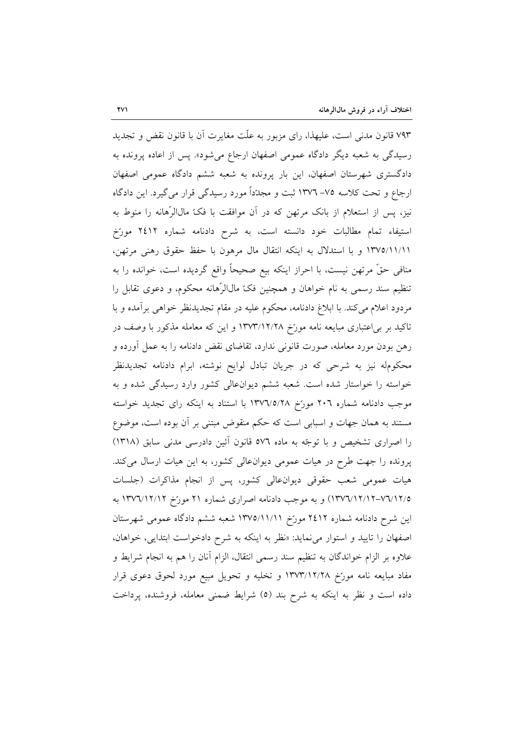۷۹۳ قانون مدنی است، علیهذا، رای مزبور به علّت مغایرت آن با قانون نقض و تجدید رسیدگی به شعبه دیگر دادگاه عمومی اصفهان ارجاع می‌شود». پس از اعاده پرونده به دادگستری شهرستان اصفهان، این بار پرونده به شعبه ششم دادگاه عمومی اصفهان ارجاع و تحت کلاسه ۷۵- ۱۳۷٦ ثبت و مجدّداً مورد رسیدگی قرار می‌گیرد. این دادگاه نیز، پس از استعلام از بانک مرتهن که در آن موافقت با فکّ مال‌الرّهانه را منوط به استیفاء تمام مطالبات خود دانسته است، به شرح دادنامه شماره ۲٤۱۲ مورّخ ۱۳۷۵/۱۱/۱۱ و با استدلال به اینکه انتقال مال مرهون با حفظ حقوق رهنی مرتهن، منافی حقّ مرتهن نیست، با احراز اینکه بیع صحیحاً واقع گردیده است، خوانده را به تنظیم سند رسمی به نام خواهان و همچنین فکّ مال‌الرّهانه محکوم، و دعوی تقابل را مردود اعلام می‌کند. با ابلاغ دادنامه، محکوم علیه در مقام تجدیدنظر خواهی برآمده و با تاکید بر بی‌اعتباری مبایعه نامه مورّخ ۱۳۷۳/۱۲/۲۸ و این که معامله مذکور با وصف در رهن بودن مورد معامله، صورت قانونی ندارد، تقاضای نقض دادنامه را به عمل آورده و محکوم‌له نیز به شرحی که در جریان تبادل لوایح نوشته، ابرام دادنامه تجدیدنظر خواسته را خواستار شده است. شعبه ششم دیوان‌عالی کشور وارد رسیدگی شده و به موجب دادنامه شماره ۲۰٦ مورّخ ۱۳۷٦/۵/۲۸ با استناد به اینکه رای تجدید خواسته مستند به همان جهات و اسبابی است که حکم منقوض مبتنی بر آن بوده است، موضوع را اصراری تشخیص و با توجّه به ماده ۵۷٦ قانون آئین دادرسی مدنی سابق (۱۳۱۸) پرونده را جهت طرح در هیات عمومی دیوان‌عالی کشور، به این هیات ارسال می‌کند. هیات عمومی شعب حقوقی دیوان‌عالی کشور، پس از انجام مذاکرات (جلسات ۷٦/۱۲/۵-۱۳۷٦/۱۲/۱۲) و به موجب دادنامه اصراری شماره ۲۱ مورّخ ۱۳۷٦/۱۲/۱۲ به این شرح دادنامه شماره ۲٤۱۲ مورّخ ۱۳۷۵/۱۱/۱۱ شعبه ششم دادگاه عمومی شهرستان اصفهان را تایید و استوار می‌نماید: «نظر به اینکه به شرح دادخواست ابتدایی، خواهان، علاوه بر الزام خواندگان به تنظیم سند رسمی انتقال، الزام آنان را هم به انجام شرایط و مفاد مبایعه نامه مورّخ ۱۳۷۳/۱۲/۲۸ و تخلیه و تحویل مبیع مورد لحوق دعوی قرار داده است و نظر به اینکه به شرح بند (۵) شرایط ضمنی معامله، فروشنده، پرداخت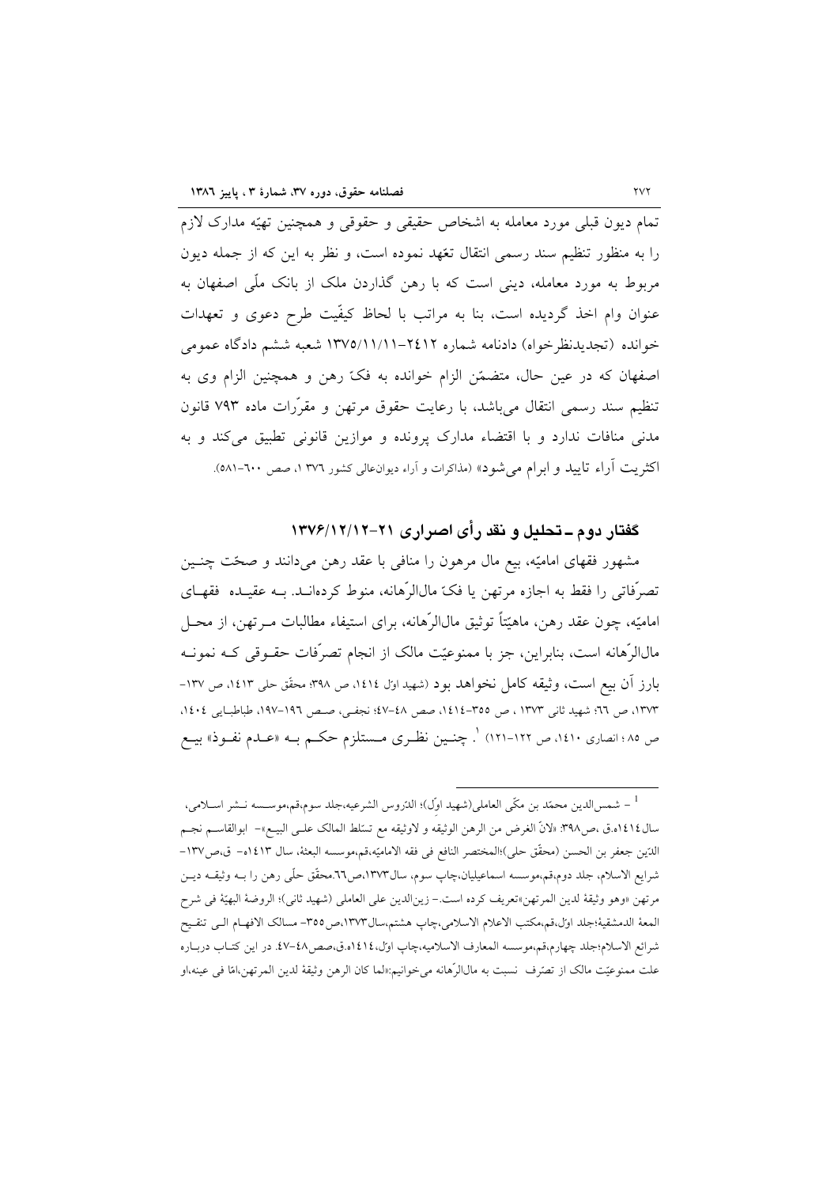تمام دیون قبلی مورد معامله به اشخاص حقیقی و حقوقی و همچنین تهیّه مدارک لازم را به منظور تنظیم سند رسمی انتقال تعّهد نموده است، و نظر به این که از جمله دیون مربوط به مورد معامله، دینی است که با رهن گذاردن ملک از بانک ملّی اصفهان به عنوان وام اخذ گردیده است، بنا به مراتب با لحاظ کیفّیت طرح دعوی و تعهدات خوانده (تجدیدنظرخواه) دادنامه شماره ۲۴۱۲–۱۳۷۵/۱۱/۱۱ شعبه ششم دادگاه عمومی اصفهان که در عین حال، متضمّن الزام خوانده به فکّ رهن و همچنین الزام وی به تنظیم سند رسمی انتقال می‌باشد، با رعایت حقوق مرتهن و مقرّرات ماده ۷۹۳ قانون مدنی منافات ندارد و با اقتضاء مدارک پرونده و موازین قانونی تطبیق می‌کند و به اکثریت آراء تایید و ابرام می‌شود» (مذاکرات و آراء دیوان‌عالی کشور ۱۳۷۶، صص ۶۰۰–۵۸۱).

## گفتار دوم ـ تحلیل و نقد رأی اصراری ۲۱–۱۳۷۶/۱۲/۱۲

مشهور فقهای امامیّه، بیع مال مرهون را منافی با عقد رهن می‌دانند و صحّت چنین تصرّفاتی را فقط به اجازه مرتهن یا فکّ مال‌الرّهانه، منوط کرده‌اند. به عقیده فقهای امامیّه، چون عقد رهن، ماهیّتاً توثیق مال‌الرّهانه، برای استیفاء مطالبات مرتهن، از محل مال‌الرّهانه است، بنابراین، جز با ممنوعیّت مالک از انجام تصرّفات حقوقی که نمونه بارز آن بیع است، وثیقه کامل نخواهد بود (شهید اوّل ۱۴۱۴، ص ۳۹۸؛ محقّق حلی ۱۴۱۳، ص ۱۳۷–۱۳۷۳، ص ۶۶؛ شهید ثانی ۱۳۷۳ ، ص ۳۵۵–۱۴۱۴، صص ۴۸–۴۷؛ نجفی، صص ۱۹۶–۱۹۷، طباطبایی ۱۴۰۴، ص ۸۵ ؛ انصاری ۱۴۱۰، ص ۱۲۲–۱۲۱) [1]. چنین نظری مستلزم حکم به «عدم نفوذ» بیع

---

[1] – شمس‌الدین محمّد بن مکّی العاملی(شهید اوّل)؛ الدّروس الشرعیه،جلد سوم،قم،موسسه نشر اسلامی، سال۱۴۱۴ه.ق ،ص۳۹۸: «لانّ الغرض من الرهن الوثیقه و لاوثیقه مع تسّلط المالک علی البیع»– ابوالقاسم نجم الدّین جعفر بن الحسن (محقّق حلی)؛المختصر النافع فی فقه الامامیّه،قم،موسسه البعثة، سال ۱۴۱۳ه– ق،ص۱۳۷– شرایع الاسلام، جلد دوم،قم،موسسه اسماعیلیان،چاپ سوم، سال۱۳۷۳،ص۶۶.محقّق حلّی رهن را به وثیقه دین مرتهن «وهو وثیقة لدین المرتهن»تعریف کرده است.– زین‌الدین علی العاملی (شهید ثانی)؛ الروضة البهیّة فی شرح المعة الدمشقیة؛جلد اوّل،قم،مکتب الاعلام الاسلامی،چاپ هشتم،سال۱۳۷۳،ص۳۵۵– مسالک الافهام الی تنقیح شرائع الاسلام؛جلد چهارم،قم،موسسه المعارف الاسلامیه،چاپ اوّل،۱۴۱۴ه.ق،صص۴۸–۴۷. در این کتاب درباره علت ممنوعیّت مالک از تصرّف نسبت به مال‌الرّهانه می‌خوانیم:«لما کان الرهن وثیقة لدین المرتهن،امّا فی عینه،او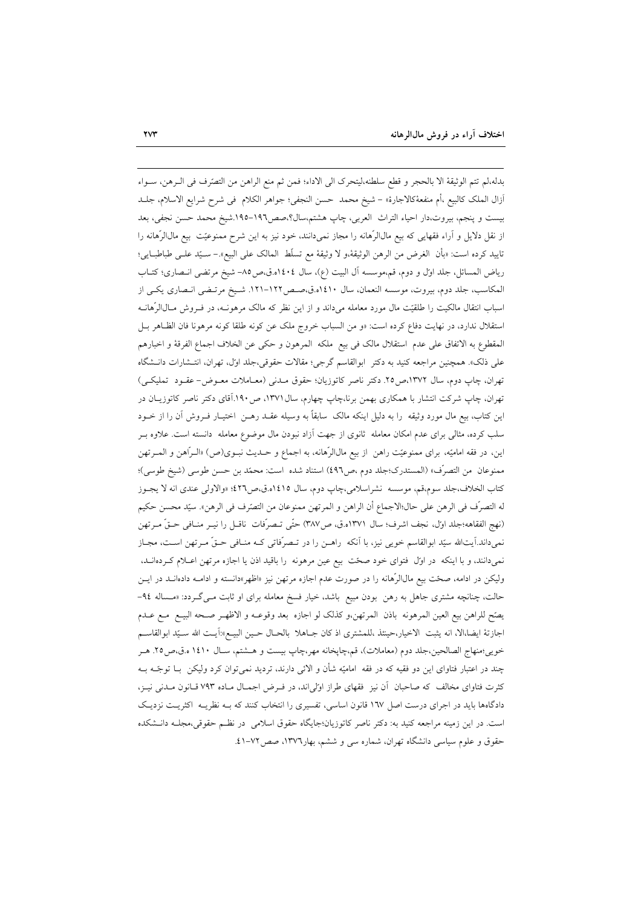بدله،لم تتم الوثیقة الا بالحجر و قطع سلطنه،لیتحرک الی الاداء؛ فمن ثم منع الراهن من التصّرف فی الـرهن، سـواء أزال الملک کالبیع ،أم منفعةکالاجارة» – شیخ محمد حسن النجفی؛ جواهر الکلام فی شرح شرایع الاسلام، جلـد بیست و پنجم، بیروت،دار احیاء التراث العربی، چاپ هشتم،سال؟،صص۱۹٦–۱۹۵.شیخ محمد حسن نجفی، بعد از نقل دلایل و آراء فقهایی که بیع مال‌الرّهانه را مجاز نمی‌دانند، خود نیز به این شرح ممنوعیّت بیع مال‌الرّهانه را تایید کرده است: «بأن الغرض من الرهن الوثیقة،و لا وثیقة مع تسلّط المالک علی البیع».– سـیّد علـی طباطبـایی؛ ریاض المسائل، جلد اول و دوم، قم،موسسه آل البیت (ع)، سال ۱٤۰٤ه.ق،ص۸۵– شیخ مرتضی انـصاری؛ کتـاب المکاسب، جلد دوم، بیروت، موسسه النعمان، سال ۱٤۱۰ه.ق،صـص۱۲۲–۱۲۱. شـیخ مرتـضی انـصاری یکـی از اسباب انتقال مالکیت را طلقیّت مال مورد معامله می‌داند و از این نظر که مالک مرهونـه، در فـروش مـال‌الرّهانـه استقلال ندارد، در نهایت دفاع کرده است: «و من السباب خروج ملک عن کونه طلقا کونه مرهونا فان الظـاهر بـل المقطوع به الاتفاق علی عدم استقلال مالک فی بیع ملکه المرهون و حکی عن الخلاف اجماع الفرقة و اخبارهم علی ذلک». همچنین مراجعه کنید به دکتر ابوالقاسم گرجی؛ مقالات حقوقی،جلد اوّل، تهران، انتـشارات دانـشگاه تهران، چاپ دوم، سال ۱۳۷۲،ص۲۵. دکتر ناصر کاتوزیان؛ حقوق مـدنی (معـاملات معـوض– عقـود تملیکـی) تهران، چاپ شرکت انتشار با همکاری بهمن برنا،چاپ چهارم، سال ۱۳۷۱، ص۱۹۰.آقای دکتر ناصر کاتوزیـان در این کتاب، بیع مال مورد وثیقه را به دلیل اینکه مالک سابقاً به وسیله عقـد رهـن اختیـار فـروش آن را از خـود سلب کرده، مثالی برای عدم امکان معامله ثانوی از جهت آزاد نبودن مال موضوع معامله دانسته است. علاوه بـر این، در فقه امامیّه، برای ممنوعیّت راهن از بیع مال‌الرّهانه، به اجماع و حـدیث نبـوی(ص) «الـرّاهن و المـرتهن ممنوعان من التصرّف» (المستدرک؛جلد دوم ،ص٤۹٦) استناد شده است: محمّد بن حسن طوسی (شیخ طوسی)؛ کتاب الخلاف،جلد سوم،قم، موسسه نشراسلامی،چاپ دوم، سال ۱٤۱۵ه.ق،ص٤۲٦؛ «والاولی عندی انه لا یجـوز له التصرّف فی الرهن علی حال؛الاجماع أن الراهن و المرتهن ممنوعان من التصرّف فی الرهن». سیّد محسن حکیم (نهج الفقاهه؛جلد اوّل، نجف اشرف؛ سال ۱۳۷۱ه.ق، ص۳۸۷) حتّی تـصرّفات ناقـل را نیـر منـافی حـقّ مـرتهن نمی‌داند.آیت‌الله سیّد ابوالقاسم خویی نیز، با آنکه راهـن را در تـصرّفاتی کـه منـافی حـقّ مـرتهن اسـت، مجـاز نمی‌دانند، و با اینکه در اوّل فتوای خود صحّت بیع عین مرهونه را باقید اذن یا اجازه مرتهن اعـلام کـرده‌انـد، ولیکن در ادامه، صحّت بیع مال‌الرّهانه را در صورت عدم اجازه مرتهن نیز «اظهر»دانسته و ادامـه داده‌انـد در ایـن حالت، چنانچه مشتری جاهل به رهن بودن مبیع باشد، خیار فسخ معامله برای او ثابت مـی‌گـردد: «مـساله ۹٤– یصّح للراهن بیع العین المرهونه باذن المرتهن،و کذلک لو اجازه بعد وقوعـه و الاظهـر صـحه البیـع مـع عـدم اجازته ایضا،الا، انه یثبت الاخیار،حینئذ ،للمشتری اذ کان جـاهلا بالحـال حـین البیـع»:آیـت الله سـیّد ابوالقاسـم خویی؛منهاج الصالحین،جلد دوم (معاملات)، قم،چاپخانه مهر،چاپ بیست و هـشتم، سـال ۱٤۱۰ ه.ق،ص۲۵. هـر چند در اعتبار فتاوای این دو فقیه در فقه امامیّه شأن و الائی دارند، تردید نمی‌توان کرد ولیکن بـا توجّـه بـه کثرت فتاوای مخالف که صاحبان آن نیز فقهای طراز اوّلی‌اند، در فـرض اجمـال مـاده ۷۹۳ قـانون مـدنی نیـز، دادگاه‌ها باید در اجرای درست اصل ۱٦۷ قانون اساسی، تفسیری را انتخاب کنند که بـه نظریـه اکثریـت نزدیـک است. در این زمینه مراجعه کنید به: دکتر ناصر کاتوزیان؛جایگاه حقوق اسلامی در نظـم حقوقی،مجلـه دانـشکده حقوق و علوم سیاسی دانشگاه تهران، شماره سی و ششم، بهار۱۳۷٦، صص۷۲–٤۱.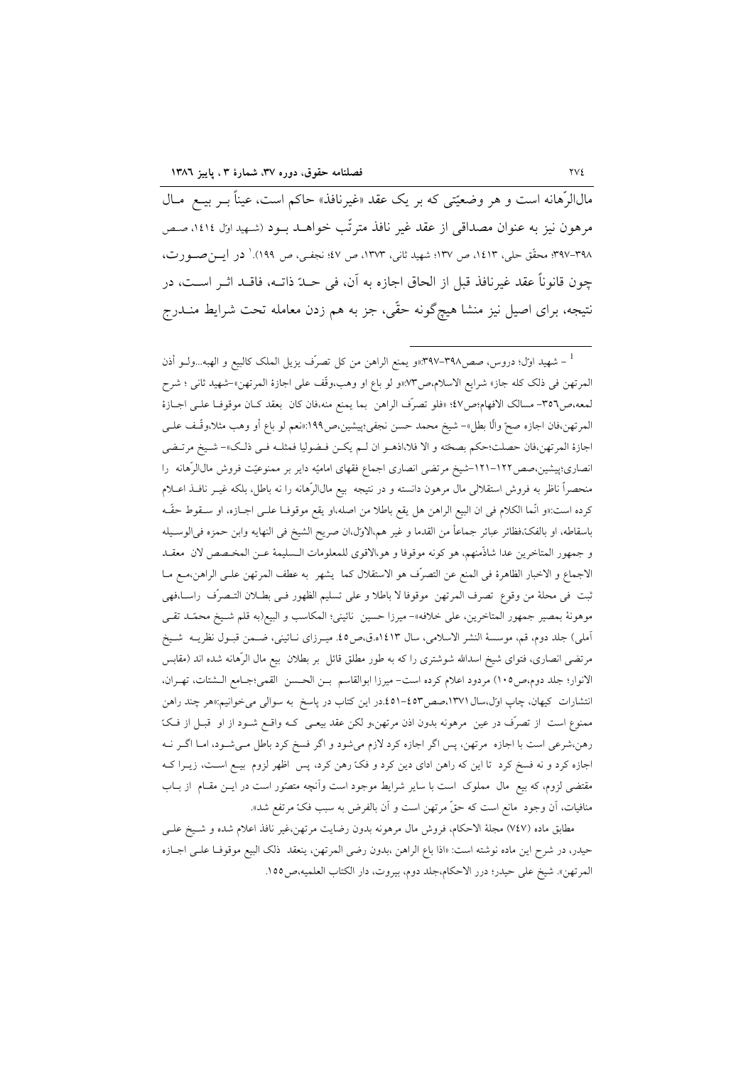مال‌الرّهانه است و هر وضعیّتی که بر یک عقد «غیرنافذ» حاکم است، عیناً بـر بیـع مـال مرهون نیز به عنوان مصداقی از عقد غیر نافذ مترتّب خواهـد بـود (شـهید اول ١٤١٤، صـص ٣٩٨-٣٩٧؛ محقّق حلی، ١٤١٣، ص ١٣٧؛ شهید ثانی، ١٣٧٣، ص ٤٧؛ نجفـی، ص ١٩٩).[1] در ایـن‌صـورت، چون قانوناً عقد غیرنافذ قبل از الحاق اجازه به آن، فی حـدّ ذاتـه، فاقـد اثـر اسـت، در نتیجه، برای اصیل نیز منشا هیچ‌گونه حقّی، جز به هم زدن معامله تحت شرایط منـدرج

---

[1] – شهید اولّ؛ دروس، صص٣٩٨-٣٩٧:«و یمنع الراهن من کل تصرّف یزیل الملک کالبیع و الهبه...ولـو أذن المرتهن فی ذلک کله جاز»؛ شرایع الاسلام،ص٧٣:«و لو باع او وهب،وقّف علی اجازة المرتهن»-شهید ثانی ؛ شرح لمعه،ص٣٥٦- مسالک الافهام؛ص٤٧؛ «فلو تصرّف الراهن بما یمنع منه،فان کان بعقد کـان موقوفـا علـی اجـازة المرتهن،فان اجازه صحّ والّا بطل»- شیخ محمد حسن نجفی؛پیشین،ص١٩٩:«نعم لو باع أو وهب مثلا،وقّـف علـی اجازة المرتهن،فان حصلت؛حکم بصحّته و الا فلا،اذهـو ان لـم یکـن فـضولیا فمثلـه فـی ذلـک»- شـیخ مرتـضی انصاری؛پیشین،صص١٢٢-١٢١-شیخ مرتضی انصاری اجماع فقهای امامیّه دایر بر ممنوعیّت فروش مال‌الرّهانه را منحصراً ناظر به فروش استقلالی مال مرهون دانسته و در نتیجه بیع مال‌الرّهانه را نه باطل، بلکه غیـر نافـذ اعـلام کرده است:«و انّما الکلام فی ان البیع الراهن هل یقع باطلا من اصله،او یقع موقوفـا علـی اجـازه، او سـقوط حقّـه باسقاطه، او بالفک؛فظاهر عبائر جماعاً من القدما و غیر هم،الاوّل،ان صریح الشیخ فی النهایه وابن حمزه فی‌الوسیله و جمهور المتاخرین عدا شاذّمنهم، هو کونه موقوفا و هو،الاقوی للمعلومات الـسلیمة عـن المخـصص لان معقـد الاجماع و الاخبار الظاهرة فی المنع عن التصرّف هو الاستقلال کما یشهر به عطف المرتهن علـی الراهن،مـع مـا ثبت فی محلة من وقوع تصرف المرتهن موقوفا لا باطلا و علی تسلیم الظهور فـی بطـلان التـصرّف راسـا،فهی موهونة بمصیر جمهور المتاخرین، علی خلافه»- میرزا حسین نائینی؛ المکاسب و البیع(به قلم شـیخ محمّـد تقـی آملی) جلد دوم، قم، موسسة النشر الاسلامی، سال ١٤١٣ه.ق،ص٤٥. میـرزای نـائینی، ضـمن قبـول نظریـه شـیخ مرتضی انصاری، فتوای شیخ اسدالله شوشتری را که به طور مطلق قائل بر بطلان بیع مال الرّهانه شده اند (مقابس الانوار؛ جلد دوم،ص١٠٥) مردود اعلام کرده است- میرزا ابوالقاسم بـن الحـسن القمی؛جـامع الـشتات، تهـران، انتشارات کیهان، چاپ اولّ،سال١٣٧١،صص٤٥٣-٤٥١.در این کتاب در پاسخ به سوالی می‌خوانیم:«هر چند راهن ممنوع است از تصرّف در عین مرهونه بدون اذن مرتهن،و لکن عقد بیعـی کـه واقـع شـود از او قبـل از فـکّ رهن،شرعی است با اجازه مرتهن، پس اگر اجازه کرد لازم می‌شود و اگر فسخ کرد باطل مـی‌شـود، امـا اگـر نـه اجازه کرد و نه فسخ کرد تا این که راهن ادای دین کرد و فکّ رهن کرد، پس اظهر لزوم بیـع اسـت، زیـرا کـه مقتضی لزوم، که بیع مال مملوک است با سایر شرایط موجود است وآنچه متصوّر است در ایـن مقـام از بـاب منافیات، آن وجود مانع است که حقّ مرتهن است و آن بالفرض به سبب فکّ مرتفع شده».

مطابق ماده (٧٤٧) مجلة الاحکام، فروش مال مرهونه بدون رضایت مرتهن،غیر نافذ اعلام شده و شـیخ علـی حیدر، در شرح این ماده نوشته است: «اذا باع الراهن ،بدون رضی المرتهن، ینعقد ذلک البیع موقوفـا علـی اجـازه المرتهن». شیخ علی حیدر؛ درر الاحکام،جلد دوم، بیروت، دار الکتاب العلمیه،ص١٥٥.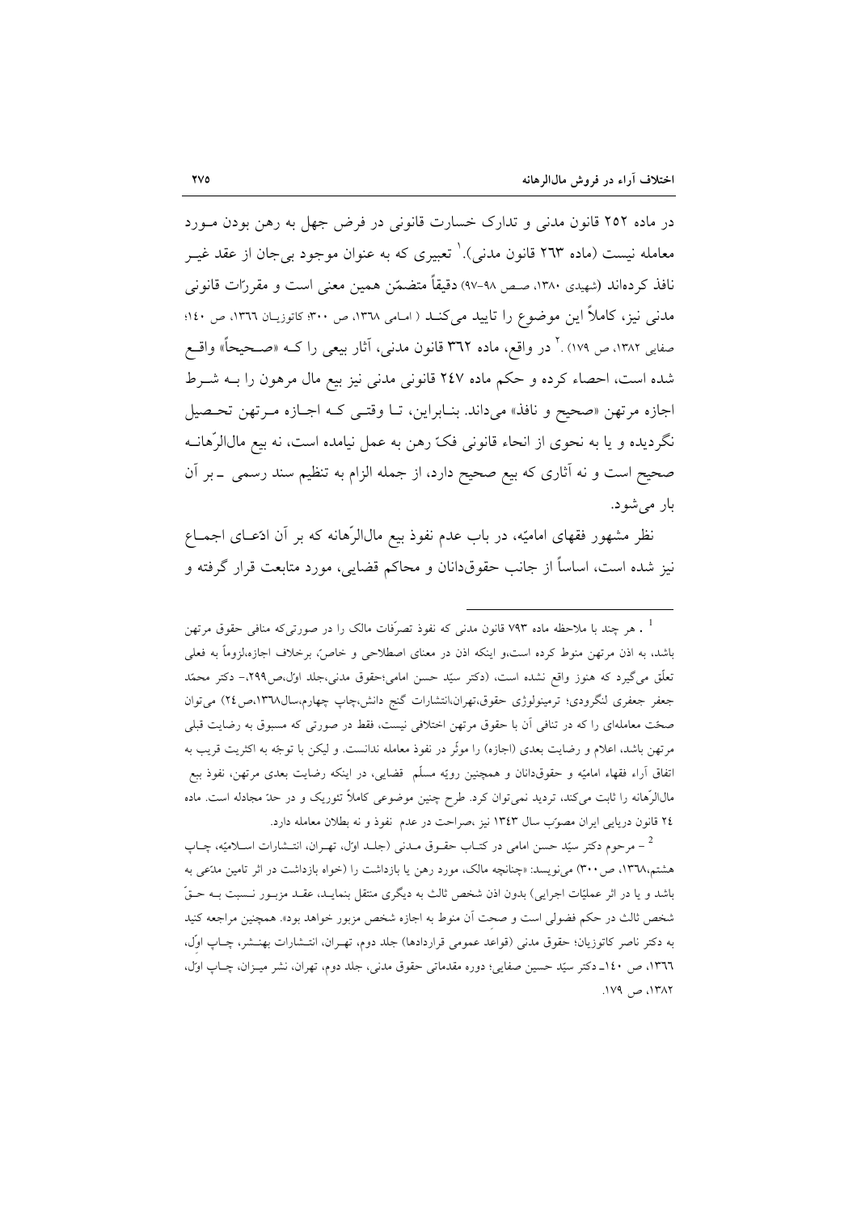در ماده ۲۵۲ قانون مدنی و تدارک خسارت قانونی در فرض جهل به رهن بودن مورد معامله نیست (ماده ۲۶۳ قانون مدنی).[1] تعبیری که به عنوان موجود بی‌جان از عقد غیر نافذ کرده‌اند (شهیدی ۱۳۸۰، صص ۹۸-۹۷) دقیقاً متضمّن همین معنی است و مقررّات قانونی مدنی نیز، کاملاً این موضوع را تایید می‌کند ( امامی ۱۳۶۸، ص ۳۰۰؛ کاتوزیان ۱۳۶۶، ص ۱۴۰؛ صفایی ۱۳۸۲، ص ۱۷۹) .[2] در واقع، ماده ۳۶۲ قانون مدنی، آثار بیعی را که «صحیحاً» واقع شده است، احصاء کرده و حکم ماده ۲۴۷ قانون مدنی نیز بیع مال مرهون را به شرط اجازه مرتهن «صحیح و نافذ» می‌داند. بنابراین، تا وقتی که اجازه مرتهن تحصیل نگردیده و یا به نحوی از انحاء قانونی فکّ رهن به عمل نیامده است، نه بیع مال‌الرّهانه صحیح است و نه آثاری که بیع صحیح دارد، از جمله الزام به تنظیم سند رسمی ـ بر آن بار می‌شود.

نظر مشهور فقهای امامیّه، در باب عدم نفوذ بیع مال‌الرّهانه که بر آن ادّعای اجماع نیز شده است، اساساً از جانب حقوق‌دانان و محاکم قضایی، مورد متابعت قرار گرفته و

---

[1] . هر چند با ملاحظه ماده ۷۹۳ قانون مدنی که نفوذ تصرّفات مالک را در صورتی‌که منافی حقوق مرتهن باشد، به اذن مرتهن منوط کرده است،و اینکه اذن در معنای اصطلاحی و خاصّ، برخلاف اجازه،لزوماً به فعلی تعلّق می‌گیرد که هنوز واقع نشده است، (دکتر سیّد حسن امامی؛حقوق مدنی،جلد اوّل،ص۲۹۹،- دکتر محمّد جعفر جعفری لنگرودی؛ ترمینولوژی حقوق،تهران،انتشارات گنج دانش،چاپ چهارم،سال۱۳۶۸،ص۲۴) می‌توان صحّت معامله‌ای را که در تنافی آن با حقوق مرتهن اختلافی نیست، فقط در صورتی که مسبوق به رضایت قبلی مرتهن باشد، اعلام و رضایت بعدی (اجازه) را موثّر در نفوذ معامله ندانست. و لیکن با توجّه به اکثریت قریب به اتفاق آراء فقهاء امامیّه و حقوق‌دانان و همچنین رویّه مسلّم قضایی، در اینکه رضایت بعدی مرتهن، نفوذ بیع مال‌الرّهانه را ثابت می‌کند، تردید نمی‌توان کرد. طرح چنین موضوعی کاملاً تئوریک و در حدّ مجادله است. ماده ۲۴ قانون دریایی ایران مصوّب سال ۱۳۴۳ نیز ،صراحت در عدم نفوذ و نه بطلان معامله دارد.

[2] – مرحوم دکتر سیّد حسن امامی در کتاب حقوق مدنی (جلد اوّل، تهران، انتشارات اسلامیّه، چاپ هشتم،۱۳۶۸، ص۳۰۰) می‌نویسد: «چنانچه مالک، مورد رهن یا بازداشت را (خواه بازداشت در اثر تامین مدّعی به باشد و یا در اثر عملیّات اجرایی) بدون اذن شخص ثالث به دیگری منتقل بنماید، عقد مزبور نسبت به حقّ شخص ثالث در حکم فضولی است و صحت آن منوط به اجازه شخص مزبور خواهد بود». همچنین مراجعه کنید به دکتر ناصر کاتوزیان؛ حقوق مدنی (قواعد عمومی قراردادها) جلد دوم، تهران، انتشارات بهنشر، چاپ اوّل، ۱۳۶۶، ص ۱۴۰ـ دکتر سیّد حسین صفایی؛ دوره مقدماتی حقوق مدنی، جلد دوم، تهران، نشر میزان، چاپ اوّل، ۱۳۸۲، ص ۱۷۹.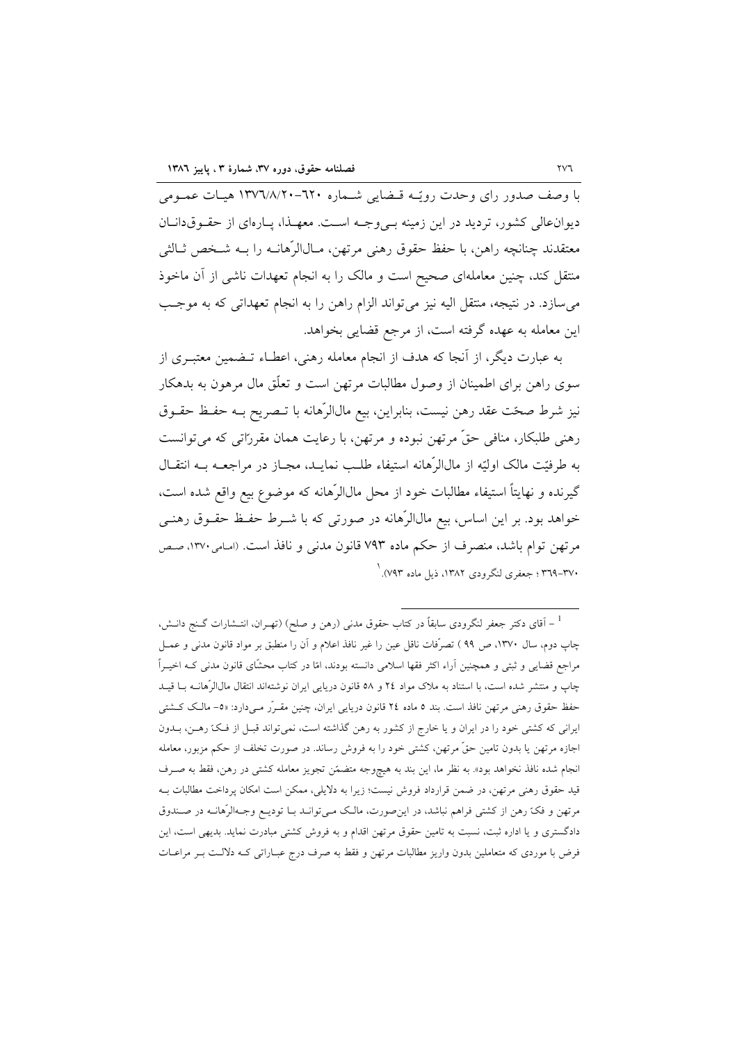با وصف صدور رای وحدت رویّـه قـضایی شـماره ٦٢٠-١٣٧٦/٨/٢٠ هیـات عمـومی دیوان‌عالی کشور، تردید در این زمینه بـی‌وجـه اسـت. معهـذا، پـاره‌ای از حقـوق‌دانـان معتقدند چنانچه راهن، با حفظ حقوق رهنی مرتهن، مـال‌الرّهانـه را بـه شـخص ثـالثی منتقل کند، چنین معامله‌ای صحیح است و مالک را به انجام تعهدات ناشی از آن ماخوذ می‌سازد. در نتیجه، منتقل الیه نیز می‌تواند الزام راهن را به انجام تعهداتی که به موجـب این معامله به عهده گرفته است، از مرجع قضایی بخواهد.

به عبارت دیگر، از آنجا که هدف از انجام معامله رهنی، اعطـاء تـضمین معتبـری از سوی راهن برای اطمینان از وصول مطالبات مرتهن است و تعلّق مال مرهون به بدهکار نیز شرط صحّت عقد رهن نیست، بنابراین، بیع مال‌الرّهانه با تـصریح بـه حفـظ حقـوق رهنی طلبکار، منافی حقّ مرتهن نبوده و مرتهن، با رعایت همان مقرراتی که می‌توانست به طرفیّت مالک اولیّه از مال‌الرّهانه استیفاء طلـب نمایـد، مجـاز در مراجعـه بـه انتقـال گیرنده و نهایتاً استیفاء مطالبات خود از محل مال‌الرّهانه که موضوع بیع واقع شده است، خواهد بود. بر این اساس، بیع مال‌الرّهانه در صورتی که با شـرط حفـظ حقـوق رهنـی مرتهن توام باشد، منصرف از حکم ماده ٧٩٣ قانون مدنی و نافذ است. (امامی،١٣٧٠، صـص ٣٧٠-٣٦٩ ؛ جعفری لنگرودی ١٣٨٢، ذیل ماده ٧٩٣).[1]

---

[1] - آقای دکتر جعفر لنگرودی سابقاً در کتاب حقوق مدنی (رهن و صلح) (تهـران، انتـشارات گـنج دانـش، چاپ دوم، سال ١٣٧٠، ص ٩٩ ) تصرّفات ناقل عین را غیر نافذ اعلام و آن را منطبق بر مواد قانون مدنی و عمـل مراجع قضایی و ثبتی و همچنین آراء اکثر فقها اسلامی دانسته بودند، امّا در کتاب محشّای قانون مدنی کـه اخیـراً چاپ و منتشر شده است، با استناد به ملاک مواد ٢٤ و ٥٨ قانون دریایی ایران نوشته‌اند انتقال مال‌الرّهانـه بـا قیـد حفظ حقوق رهنی مرتهن نافذ است. بند ٥ ماده ٢٤ قانون دریایی ایران، چنین مقـرّر مـی‌دارد: «٥- مالـک کـشتی ایرانی که کشتی خود را در ایران و یا خارج از کشور به رهن گذاشته است، نمی‌تواند قبـل از فـکّ رهـن، بـدون اجازه مرتهن یا بدون تامین حقّ مرتهن، کشتی خود را به فروش رساند. در صورت تخلف از حکم مزبور، معامله انجام شده نافذ نخواهد بود». به نظر ما، این بند به هیچ‌وجه متضمّن تجویز معامله کشتی در رهن، فقط به صـرف قید حقوق رهنی مرتهن، در ضمن قرارداد فروش نیست؛ زیرا به دلایلی، ممکن است امکان پرداخت مطالبات بـه مرتهن و فکّ رهن از کشتی فراهم نباشد، در این‌صورت، مالـک مـی‌توانـد بـا تودیـع وجـه‌الرّهانـه در صـندوق دادگستری و یا اداره ثبت، نسبت به تامین حقوق مرتهن اقدام و به فروش کشتی مبادرت نماید. بدیهی است، این فرض با موردی که متعاملین بدون واریز مطالبات مرتهن و فقط به صرف درج عبـاراتی کـه دلالـت بـر مراعـات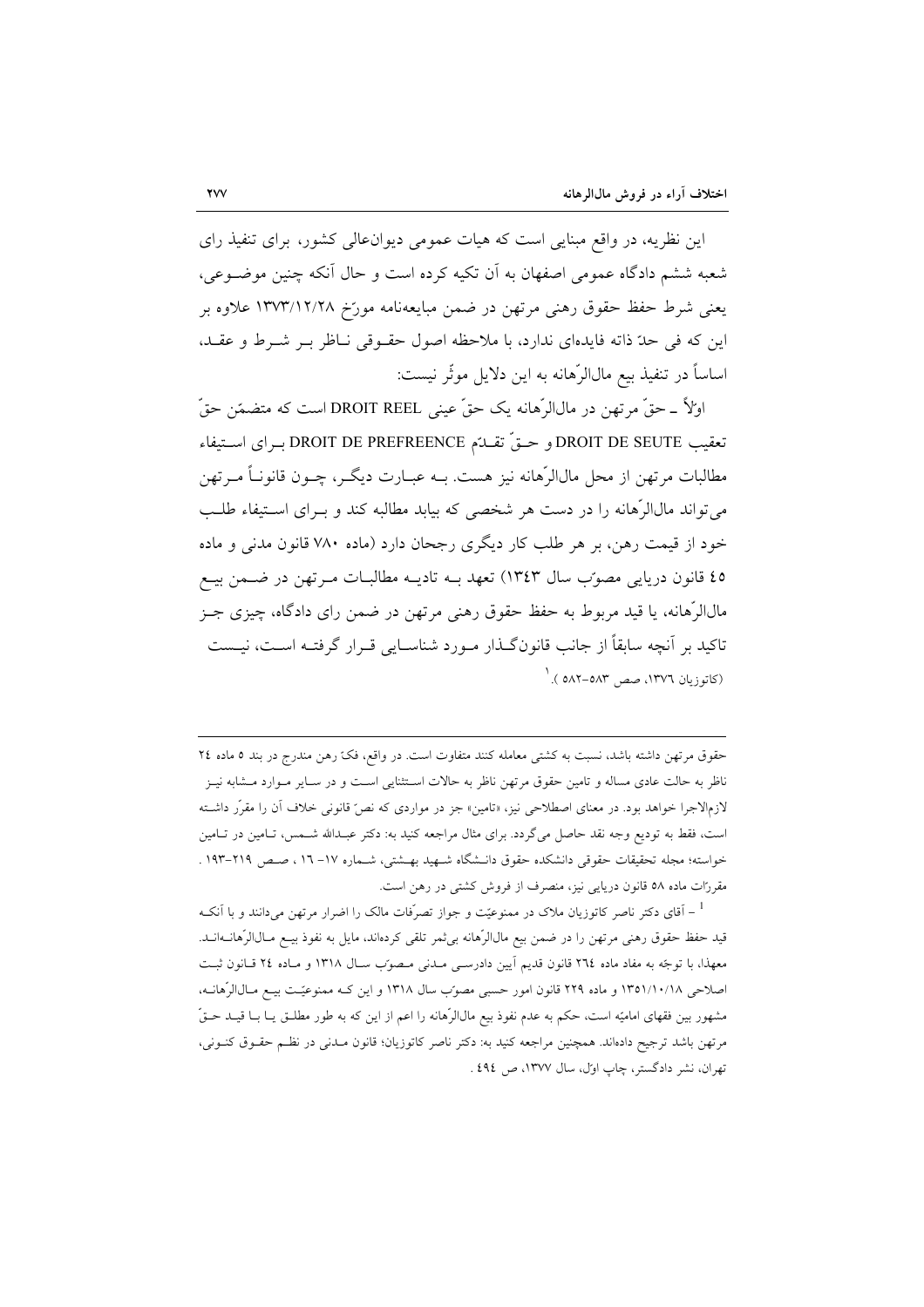این نظریه، در واقع مبنایی است که هیات عمومی دیوان‌عالی کشور، برای تنفیذ رای شعبه ششم دادگاه عمومی اصفهان به آن تکیه کرده است و حال آنکه چنین موضوعی، یعنی شرط حفظ حقوق رهنی مرتهن در ضمن مبایعه‌نامه مورّخ ۱۳۷۳/۱۲/۲۸ علاوه بر این که فی حدّ ذاته فایده‌ای ندارد، با ملاحظه اصول حقوقی ناظر بر شرط و عقد، اساساً در تنفیذ بیع مال‌الرّهانه به این دلایل موثّر نیست:

اولاً ـ حقّ مرتهن در مال‌الرّهانه یک حقّ عینی DROIT REEL است که متضمّن حقّ تعقیب DROIT DE SEUTE و حقّ تقدّم DROIT DE PREFREENCE برای استیفاء مطالبات مرتهن از محل مال‌الرّهانه نیز هست. به عبارت دیگر، چون قانوناً مرتهن می‌تواند مال‌الرّهانه را در دست هر شخصی که بیابد مطالبه کند و برای استیفاء طلب خود از قیمت رهن، بر هر طلب کار دیگری رجحان دارد (ماده ۷۸۰ قانون مدنی و ماده ۴۵ قانون دریایی مصوّب سال ۱۳۴۳) تعهد به تادیه مطالبات مرتهن در ضمن بیع مال‌الرّهانه، یا قید مربوط به حفظ حقوق رهنی مرتهن در ضمن رای دادگاه، چیزی جز تاکید بر آنچه سابقاً از جانب قانون‌گذار مورد شناسایی قرار گرفته است، نیست (کاتوزیان ۱۳۷۶، صص ۵۸۳-۵۸۲ ).[1]

---

حقوق مرتهن داشته باشد، نسبت به کشتی معامله کنند متفاوت است. در واقع، فکّ رهن مندرج در بند ۵ ماده ۲۴ ناظر به حالت عادی مساله و تامین حقوق مرتهن ناظر به حالات استثنایی است و در سایر موارد مشابه نیز لازم‌الاجرا خواهد بود. در معنای اصطلاحی نیز، «تامین» جز در مواردی که نصّ قانونی خلاف آن را مقرّر داشته است، فقط به تودیع وجه نقد حاصل می‌گردد. برای مثال مراجعه کنید به: دکتر عبدالله شمس، تامین در تامین خواسته؛ مجله تحقیقات حقوقی دانشکده حقوق دانشگاه شهید بهشتی، شماره ۱۷- ۱۶ ، صص ۲۱۹-۱۹۳ . مقرّرات ماده ۵۸ قانون دریایی نیز، منصرف از فروش کشتی در رهن است.

[1] – آقای دکتر ناصر کاتوزیان ملاک در ممنوعیّت و جواز تصرّفات مالک را اضرار مرتهن می‌دانند و با آنکه قید حفظ حقوق رهنی مرتهن را در ضمن بیع مال‌الرّهانه بی‌ثمر تلقی کرده‌اند، مایل به نفوذ بیع مال‌الرّهانه‌اند. معهذا، با توجّه به مفاد ماده ۲۶۴ قانون قدیم آیین دادرسی مدنی مصوّب سال ۱۳۱۸ و ماده ۲۴ قانون ثبت اصلاحی ۱۳۵۱/۱۰/۱۸ و ماده ۲۲۹ قانون امور حسبی مصوّب سال ۱۳۱۸ و این که ممنوعیّت بیع مال‌الرّهانه، مشهور بین فقهای امامیّه است، حکم به عدم نفوذ بیع مال‌الرّهانه را اعم از این که به طور مطلق یا با قید حقّ مرتهن باشد ترجیح داده‌اند. همچنین مراجعه کنید به: دکتر ناصر کاتوزیان؛ قانون مدنی در نظم حقوق کنونی، تهران، نشر دادگستر، چاپ اوّل، سال ۱۳۷۷، ص ۴۹۴ .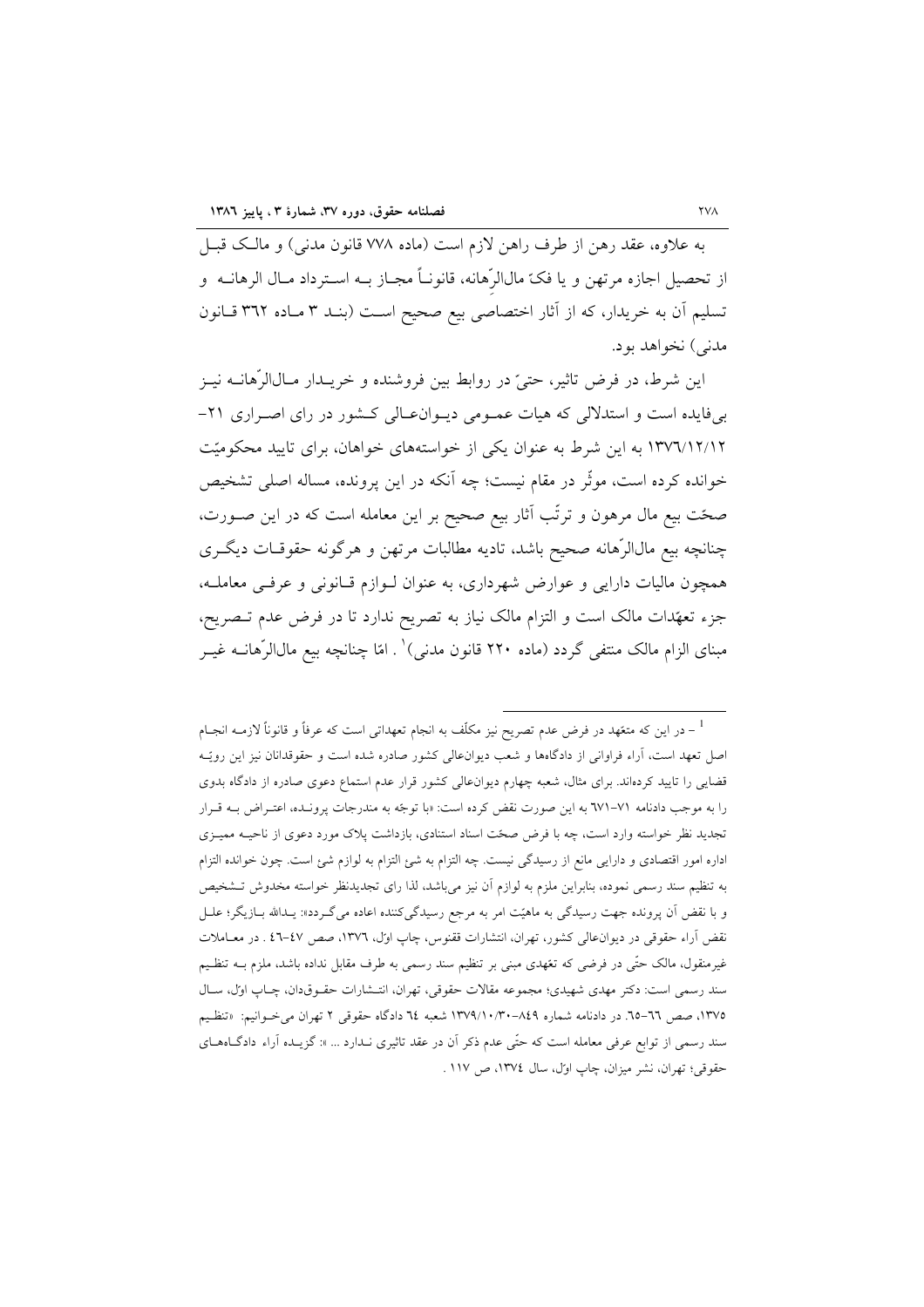به علاوه، عقد رهن از طرف راهن لازم است (ماده ۷۷۸ قانون مدنی) و مالک قبل از تحصیل اجازه مرتهن و یا فکّ مال‌الرِّهانه، قانوناً مجاز بـه اسـترداد مـال الرهانـه و تسلیم آن به خریدار، که از آثار اختصاصی بیع صحیح اسـت (بنـد ۳ مـاده ۳۶۲ قـانون مدنی) نخواهد بود.

این شرط، در فرض تاثیر، حتیّ در روابط بین فروشنده و خریـدار مـال‌الرّهانـه نیـز بی‌فایده است و استدلالی که هیات عمـومی دیـوان‌عـالی کـشور در رای اصـراری ۲۱-۱۳۷۶/۱۲/۱۲ به این شرط به عنوان یکی از خواسته‌های خواهان، برای تایید محکومیّت خوانده کرده است، موثّر در مقام نیست؛ چه آنکه در این پرونده، مساله اصلی تشخیص صحّت بیع مال مرهون و ترتّب آثار بیع صحیح بر این معامله است که در این صـورت، چنانچه بیع مال‌الرّهانه صحیح باشد، تادیه مطالبات مرتهن و هرگونه حقوقـات دیگـری همچون مالیات دارایی و عوارض شهرداری، به عنوان لـوازم قـانونی و عرفـی معاملـه، جزء تعهّدات مالک است و التزام مالک نیاز به تصریح ندارد تا در فرض عدم تـصریح، مبنای الزام مالک منتفی گردد (ماده ۲۲۰ قانون مدنی)[1] . امّا چنانچه بیع مال‌الرّهانـه غیـر

---

[1] - در این که متعهّد در فرض عدم تصریح نیز مکلّف به انجام تعهداتی است که عرفاً و قانوناً لازمـه انجـام اصل تعهد است، آراء فراوانی از دادگاه‌ها و شعب دیوان‌عالی کشور صادره شده است و حقوقدانان نیز این رویّـه قضایی را تایید کرده‌اند. برای مثال، شعبه چهارم دیوان‌عالی کشور قرار عدم استماع دعوی صادره از دادگاه بدوی را به موجب دادنامه ۷۱-۶۷۱ به این صورت نقض کرده است: «با توجّه به مندرجات پرونـده، اعتـراض بـه قـرار تجدید نظر خواسته وارد است، چه با فرض صحّت اسناد استنادی، بازداشت پلاک مورد دعوی از ناحیـه ممیـزی اداره امور اقتصادی و دارایی مانع از رسیدگی نیست. چه التزام به شئ التزام به لوازم شئ است. چون خوانده التزام به تنظیم سند رسمی نموده، بنابراین ملزم به لوازم آن نیز می‌باشد، لذا رای تجدیدنظر خواسته مخدوش تـشخیص و با نقض آن پرونده جهت رسیدگی به ماهیّت امر به مرجع رسیدگی‌کننده اعاده می‌گـردد»: یـدالله بـازیگر؛ علـل نقض آراء حقوقی در دیوان‌عالی کشور، تهران، انتشارات ققنوس، چاپ اوّل، ۱۳۷۶، صص ۴۷-۴۶ . در معـاملات غیرمنقول، مالک حتّی در فرضی که تعهّدی مبنی بر تنظیم سند رسمی به طرف مقابل نداده باشد، ملزم بـه تنظـیم سند رسمی است: دکتر مهدی شهیدی؛ مجموعه مقالات حقوقی، تهران، انتـشارات حقـوق‌دان، چـاپ اوّل، سـال ۱۳۷۵، صص ۶۶-۶۵. در دادنامه شماره ۸۴۹-۱۳۷۹/۱۰/۳۰ شعبه ۶۴ دادگاه حقوقی ۲ تهران می‌خـوانیم: «تنظـیم سند رسمی از توابع عرفی معامله است که حتّی عدم ذکر آن در عقد تاثیری نـدارد ... »: گزیـده آراء دادگـاه‌هـای حقوقی؛ تهران، نشر میزان، چاپ اوّل، سال ۱۳۷۴، ص ۱۱۷ .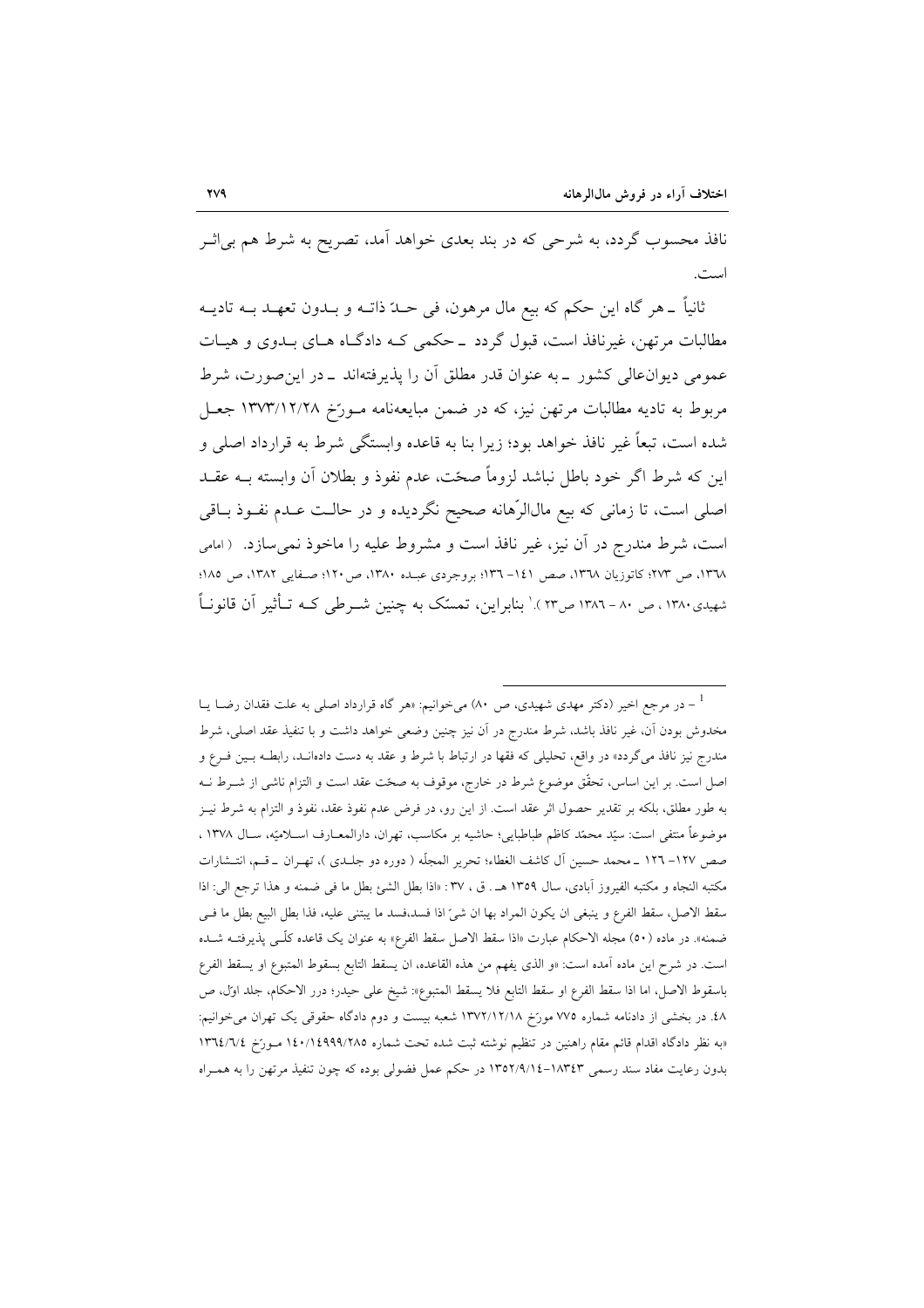نافذ محسوب گردد، به شرحی که در بند بعدی خواهد آمد، تصریح به شرط هم بی‌اثـر است.

ثانیاً ـ هر گاه این حکم که بیع مال مرهون، فی حدّ ذاتـه و بـدون تعهـد بـه تادیـه مطالبات مرتهن، غیرنافذ است، قبول گردد ـ حکمی کـه دادگـاه هـای بـدوی و هیـات عمومی دیوان‌عالی کشور ـ به عنوان قدر مطلق آن را پذیرفته‌اند ـ در این‌صورت، شرط مربوط به تادیه مطالبات مرتهن نیز، که در ضمن مبایعه‌نامه مـورّخ ۱۳۷۳/۱۲/۲۸ جعـل شده است، تبعاً غیر نافذ خواهد بود؛ زیرا بنا به قاعده وابستگی شرط به قرارداد اصلی و این که شرط اگر خود باطل نباشد لزوماً صحّت، عدم نفوذ و بطلان آن وابسته بـه عقـد اصلی است، تا زمانی که بیع مال‌الرّهانه صحیح نگردیده و در حالـت عـدم نفـوذ بـاقی است، شرط مندرج در آن نیز، غیر نافذ است و مشروط علیه را ماخوذ نمی‌سازد. (امامی ۱۳٦۸، ص ۲۷۳؛ کاتوزیان ۱۳٦۸، صص ۱٤۱- ۱۳٦؛ بروجردی عبـده ۱۳۸۰، ص۱۲۰؛ صـفایی ۱۳۸۲، ص ۱۸۵؛ شهیدی ۱۳۸۰، ص ۸۰ - ۱۳۸٦ ص۲۳ ).[1] بنابراین، تمسّک به چنین شـرطی کـه تـأثیر آن قانونـاً

---

[1] - در مرجع اخیر (دکتر مهدی شهیدی، ص ۸۰) می‌خوانیم: «هر گاه قرارداد اصلی به علت فقدان رضـا یـا مخدوش بودن آن، غیر نافذ باشد، شرط مندرج در آن نیز چنین وضعی خواهد داشت و با تنفیذ عقد اصلی، شرط مندرج نیز نافذ می‌گردد» در واقع، تحلیلی که فقها در ارتباط با شرط و عقد به دست داده‌انـد، رابطـه بـین فـرع و اصل است. بر این اساس، تحقّق موضوع شرط در خارج، موقوف به صحّت عقد است و التزام ناشی از شـرط نـه به طور مطلق، بلکه بر تقدیر حصول اثر عقد است. از این رو، در فرض عدم نفوذ عقد، نفوذ و التزام به شرط نیـز موضوعاً منتفی است: سیّد محمّد کاظم طباطبایی؛ حاشیه بر مکاسب، تهران، دارالمعـارف اسـلامیّه، سـال ۱۳۷۸ ، صص ۱۲۷- ۱۲٦ ـ محمد حسین آل کاشف الغطاء؛ تحریر المجلّه ( دوره دو جلـدی )، تهـران ـ قـم، انتـشارات مکتبه النجاه و مکتبه الفیروز آبادی، سال ۱۳۵۹ هـ . ق ، ۳۷ : «اذا بطل الشئ بطل ما فی ضمنه و هذا ترجع الی: اذا سقط الاصل، سقط الفرع و ینبغی ان یکون المراد بها ان شئ اذا فسد،فسد ما یبتنی علیه، فذا بطل البیع بطل ما فـی ضمنه». در ماده (۵۰) مجله الاحکام عبارت «اذا سقط الاصل سقط الفرع» به عنوان یک قاعده کلّـی پذیرفتـه شـده است. در شرح این ماده آمده است: «و الذی یفهم من هذه القاعده، ان یسقط التابع بسقوط المتبوع او یسقط الفرع باسقوط الاصل، اما اذا سقط الفرع او سقط التابع فلا یسقط المتبوع»: شیخ علی حیدر؛ درر الاحکام، جلد اوّل، ص ٤۸. در بخشی از دادنامه شماره ۷۷۵ مورّخ ۱۳۷۲/۱۲/۱۸ شعبه بیست و دوم دادگاه حقوقی یک تهران می‌خوانیم: «به نظر دادگاه اقدام قائم مقام راهنین در تنظیم نوشته ثبت شده تحت شماره ۱٤۰/۱٤۹۹۹/۲۸۵ مـورّخ ۱۳٦٤/٦/٤ بدون رعایت مفاد سند رسمی ۱۸۳٤۳-۱۳۵۲/۹/۱٤ در حکم عمل فضولی بوده که چون تنفیذ مرتهن را به همـراه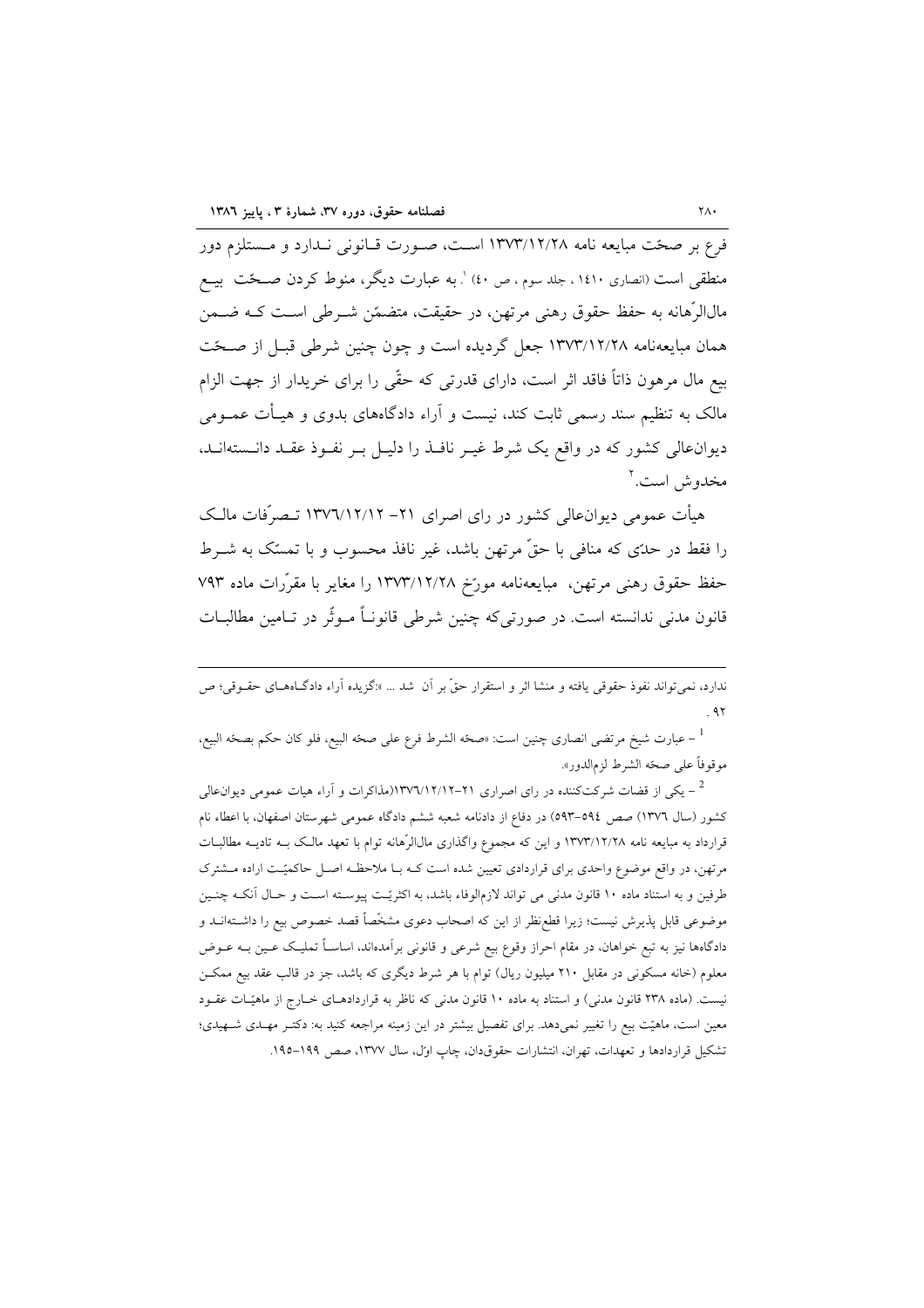فرع بر صحّت مبایعه نامه ۱۳۷۳/۱۲/۲۸ است، صورت قانونی ندارد و مستلزم دور منطقی است (انصاری ۱۴۱۰ ، جلد سوم ، ص ۴۰) [1]. به عبارت دیگر، منوط کردن صحّت بیع مال‌الرّهانه به حفظ حقوق رهنی مرتهن، در حقیقت، متضمّن شرطی است که ضمن همان مبایعه‌نامه ۱۳۷۳/۱۲/۲۸ جعل گردیده است و چون چنین شرطی قبل از صحّت بیع مال مرهون ذاتاً فاقد اثر است، دارای قدرتی که حقّی را برای خریدار از جهت الزام مالک به تنظیم سند رسمی ثابت کند، نیست و آراء دادگاههای بدوی و هیأت عمومی دیوان‌عالی کشور که در واقع یک شرط غیر نافذ را دلیل بر نفوذ عقد دانسته‌اند، مخدوش است.[2]

هیأت عمومی دیوان‌عالی کشور در رای اصرای ۲۱- ۱۳۷۶/۱۲/۱۲ تصرّفات مالک را فقط در حدّی که منافی با حقّ مرتهن باشد، غیر نافذ محسوب و با تمسّک به شرط حفظ حقوق رهنی مرتهن، مبایعه‌نامه مورّخ ۱۳۷۳/۱۲/۲۸ را مغایر با مقرّرات ماده ۷۹۳ قانون مدنی ندانسته است. در صورتی‌که چنین شرطی قانوناً موثّر در تامین مطالبات

---

ندارد، نمی‌تواند نفوذ حقوقی یافته و منشا اثر و استقرار حقّ بر آن شد ... »:گزیده آراء دادگاههای حقوقی؛ ص ۹۲.

[1] – عبارت شیخ مرتضی انصاری چنین است: «صحّه الشرط فرع علی صحّه البیع، فلو کان حکم بصحّه البیع، موقوفاً علی صحّه الشرط لزم‌الدور».

[2] – یکی از قضات شرکت‌کننده در رای اصراری ۲۱-۱۳۷۶/۱۲/۱۲(مذاکرات و آراء هیات عمومی دیوان‌عالی کشور (سال ۱۳۷۶) صص ۵۹۴-۵۹۳) در دفاع از دادنامه شعبه ششم دادگاه عمومی شهرستان اصفهان، با اعطاء نام قرارداد به مبایعه نامه ۱۳۷۳/۱۲/۲۸ و این که مجموع واگذاری مال‌الرّهانه توام با تعهد مالک به تادیه مطالبات مرتهن، در واقع موضوع واحدی برای قراردادی تعیین شده است که با ملاحظه اصل حاکمیّت اراده مشترک طرفین و به استناد ماده ۱۰ قانون مدنی می تواند لازم‌الوفاء باشد، به اکثریّت پیوسته است و حال آنکه چنین موضوعی قابل پذیرش نیست؛ زیرا قطع‌نظر از این که اصحاب دعوی مشخّصاً قصد خصوص بیع را داشته‌اند و دادگاهها نیز به تبع خواهان، در مقام احراز وقوع بیع شرعی و قانونی برآمده‌اند، اساساً تملیک عین به عوض معلوم (خانه مسکونی در مقابل ۲۱۰ میلیون ریال) توام با هر شرط دیگری که باشد، جز در قالب عقد بیع ممکن نیست. (ماده ۲۳۸ قانون مدنی) و استناد به ماده ۱۰ قانون مدنی که ناظر به قراردادهای خارج از ماهیّات عقود معین است، ماهیّت بیع را تغییر نمی‌دهد. برای تفصیل بیشتر در این زمینه مراجعه کنید به: دکتر مهدی شهیدی؛ تشکیل قراردادها و تعهدات، تهران، انتشارات حقوقدان، چاپ اوّل، سال ۱۳۷۷، صص ۱۹۹-۱۹۵.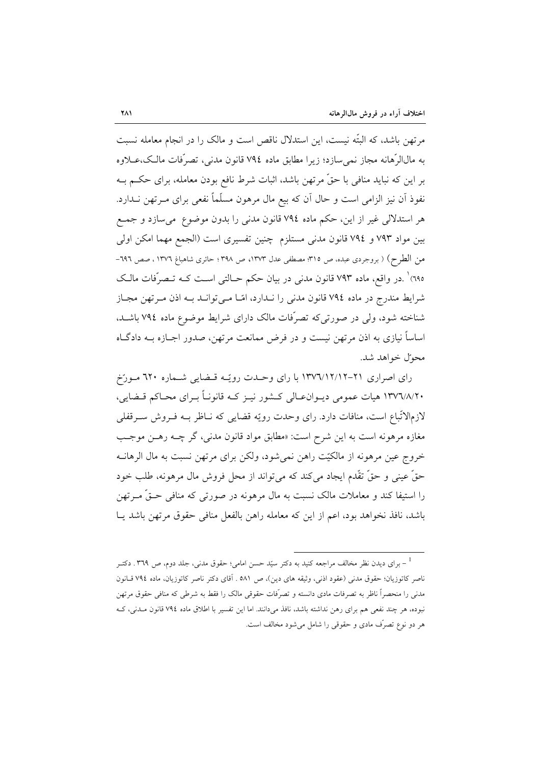مرتهن باشد، که البتّه نیست، این استدلال ناقص است و مالک را در انجام معامله نسبت به مال‌الرّهانه مجاز نمی‌سازد؛ زیرا مطابق ماده ۷۹۴ قانون مدنی، تصرّفات مالک،علاوه بر این که نباید منافی با حقّ مرتهن باشد، اثبات شرط نافع بودن معامله، برای حکم به نفوذ آن نیز الزامی است و حال آن که بیع مال مرهون مسلّماً نفعی برای مرتهن ندارد. هر استدلالی غیر از این، حکم ماده ۷۹۴ قانون مدنی را بدون موضوع می‌سازد و جمع بین مواد ۷۹۳ و ۷۹۴ قانون مدنی مستلزم چنین تفسیری است (الجمع مهما امکن اولی من الطرح) ( بروجردی عبده، ص ۳۱۵؛ مصطفی عدل ۱۳۷۳، ص ۳۹۸ ؛ حائری شاهباغ ۱۳۷۶ ، صص ۶۹۶-۶۹۵)[1] .در واقع، ماده ۷۹۳ قانون مدنی در بیان حکم حالتی است که تصرّفات مالک شرایط مندرج در ماده ۷۹۴ قانون مدنی را ندارد، امّا می‌تواند به اذن مرتهن مجاز شناخته شود، ولی در صورتی‌که تصرّفات مالک دارای شرایط موضوع ماده ۷۹۴ باشد، اساساً نیازی به اذن مرتهن نیست و در فرض ممانعت مرتهن، صدور اجازه به دادگاه محوّل خواهد شد.

رای اصراری ۲۱-۱۳۷۶/۱۲/۱۲ با رای وحدت رویّه قضایی شماره ۶۲۰ مورّخ ۱۳۷۶/۸/۲۰ هیات عمومی دیوان‌عالی کشور نیز که قانوناً برای محاکم قضایی، لازم‌الاتّباع است، منافات دارد. رای وحدت رویّه قضایی که ناظر به فروش سرقفلی مغازه مرهونه است به این شرح است: «مطابق مواد قانون مدنی، گر چه رهن موجب خروج عین مرهونه از مالکیّت راهن نمی‌شود، ولکن برای مرتهن نسبت به مال الرهانه حقّ عینی و حقّ تقّدم ایجاد می‌کند که می‌تواند از محل فروش مال مرهونه، طلب خود را استیفا کند و معاملات مالک نسبت به مال مرهونه در صورتی که منافی حقّ مرتهن باشد، نافذ نخواهد بود، اعم از این که معامله راهن بالفعل منافی حقوق مرتهن باشد یا

---

[1] – برای دیدن نظر مخالف مراجعه کنید به دکتر سیّد حسن امامی؛ حقوق مدنی، جلد دوم، ص ۳۶۹ . دکتر ناصر کاتوزیان؛ حقوق مدنی (عقود اذنی، وثیقه های دین)، ص ۵۸۱ . آقای دکتر ناصر کاتوزیان، ماده ۷۹۴ قانون مدنی را منحصراً ناظر به تصرفات مادی دانسته و تصرّفات حقوقی مالک را فقط به شرطی که منافی حقوق مرتهن نبوده، هر چند نفعی هم برای رهن نداشته باشد، نافذ می‌دانند. اما این تفسیر با اطلاق ماده ۷۹۴ قانون مدنی، که هر دو نوع تصرّف مادی و حقوقی را شامل می‌شود مخالف است.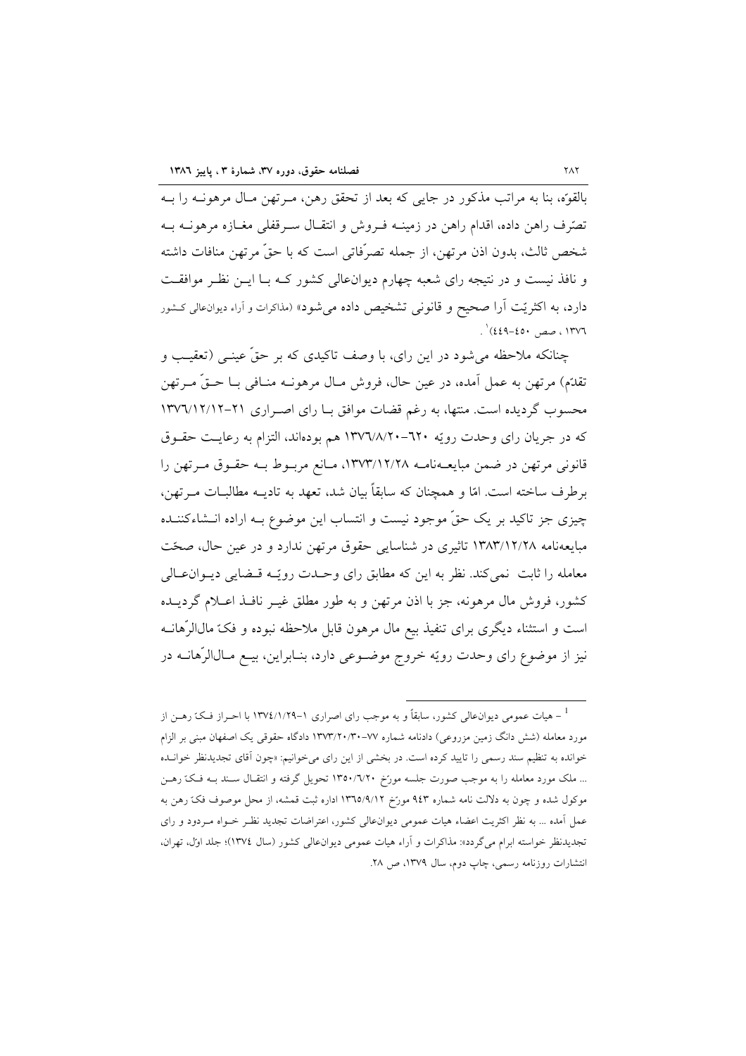بالقوّه، بنا به مراتب مذکور در جایی که بعد از تحقق رهن، مـرتهن مـال مرهونـه را بـه تصّرف راهن داده، اقدام راهن در زمینـه فـروش و انتقـال سـرقفلی مغـازه مرهونـه بـه شخص ثالث، بدون اذن مرتهن، از جمله تصرّفاتی است که با حقّ مرتهن منافات داشته و نافذ نیست و در نتیجه رای شعبه چهارم دیوان‌عالی کشور کـه بـا ایـن نظـر موافقـت دارد، به اکثریّت آرا صحیح و قانونی تشخیص داده می‌شود» (مذاکرات و آراء دیوان‌عالی کـشور ۱۳۷٦ ، صص ٤٥٠-٤٤٩)[1] .

چنانکه ملاحظه می‌شود در این رای، با وصف تاکیدی که بر حقّ عینـی (تعقیـب و تقدّم) مرتهن به عمل آمده، در عین حال، فروش مـال مرهونـه منـافی بـا حـقّ مـرتهن محسوب گردیده است. منتها، به رغم قضات موافق بـا رای اصـراری ۲۱-۱۳۷٦/۱۲/۱۲ که در جریان رای وحدت رویّه ٦۲۰-۱۳۷٦/۸/۲۰ هم بوده‌اند، التزام به رعایـت حقـوق قانونی مرتهن در ضمن مبایعـه‌نامـه ۱۳۷۳/۱۲/۲۸، مـانع مربـوط بـه حقـوق مـرتهن را برطرف ساخته است. امّا و همچنان که سابقاً بیان شد، تعهد به تادیـه مطالبـات مـرتهن، چیزی جز تاکید بر یک حقّ موجود نیست و انتساب این موضوع بـه اراده انـشاءکننـده مبایعه‌نامه ۱۳۸۳/۱۲/۲۸ تاثیری در شناسایی حقوق مرتهن ندارد و در عین حال، صحّت معامله را ثابت نمی‌کند. نظر به این که مطابق رای وحـدت رویّـه قـضایی دیـوان‌عـالی کشور، فروش مال مرهونه، جز با اذن مرتهن و به طور مطلق غیـر نافـذ اعـلام گردیـده است و استثناء دیگری برای تنفیذ بیع مال مرهون قابل ملاحظه نبوده و فکّ مال‌الرّهانـه نیز از موضوع رای وحدت رویّه خروج موضـوعی دارد، بنـابراین، بیـع مـال‌الرّهانـه در

---

[1] – هیات عمومی دیوان‌عالی کشور، سابقاً و به موجب رای اصراری ۱-۱۳۷٤/۱/۲۹ با احـراز فـکّ رهـن از مورد معامله (شش دانگ زمین مزروعی) دادنامه شماره ۷۷-۱۳۷۳/۲۰/۳۰ دادگاه حقوقی یک اصفهان مبنی بر الزام خوانده به تنظیم سند رسمی را تایید کرده است. در بخشی از این رای می‌خوانیم: «چون آقای تجدیدنظر خوانـده ... ملک مورد معامله را به موجب صورت جلسه مورّخ ۱۳٥۰/٦/۲۰ تحویل گرفته و انتقـال سـند بـه فـکّ رهـن موکول شده و چون به دلالت نامه شماره ۹٤۳ مورّخ ۱۳٦٥/۹/۱۲ اداره ثبت قمشه، از محل موصوف فکّ رهن به عمل آمده ... به نظر اکثریت اعضاء هیات عمومی دیوان‌عالی کشور، اعتراضات تجدید نظـر خـواه مـردود و رای تجدیدنظر خواسته ابرام می‌گردد»: مذاکرات و آراء هیات عمومی دیوان‌عالی کشور (سال ۱۳۷٤)؛ جلد اوّل، تهران، انتشارات روزنامه رسمی، چاپ دوم، سال ۱۳۷۹، ص ۲۸.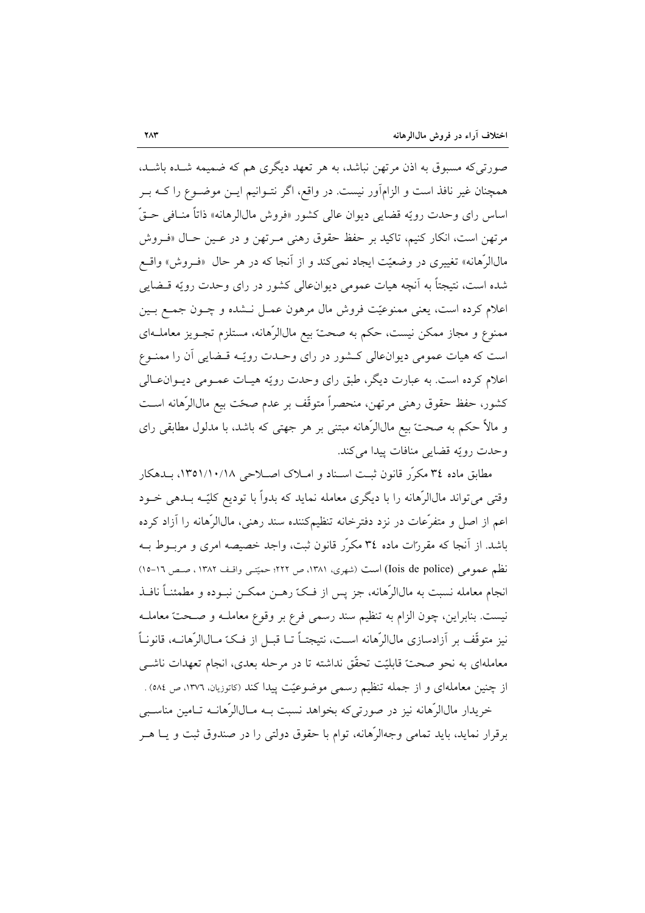صورتی‌که مسبوق به اذن مرتهن نباشد، به هر تعهد دیگری هم که ضمیمه شـده باشـد، همچنان غیر نافذ است و الزام‌آور نیست. در واقع، اگر نتـوانیم ایـن موضـوع را کـه بـر اساس رای وحدت رویّه قضایی دیوان عالی کشور «فروش مال‌الرهانه» ذاتاً منـافی حـقّ مرتهن است، انکار کنیم، تاکید بر حفظ حقوق رهنی مـرتهن و در عـین حـال «فـروش مال‌الرّهانه» تغییری در وضعیّت ایجاد نمی‌کند و از آنجا که در هر حال «فـروش» واقـع شده است، نتیجتاً به آنچه هیات عمومی دیوان‌عالی کشور در رای وحدت رویّه قـضایی اعلام کرده است، یعنی ممنوعیّت فروش مال مرهون عمـل نـشده و چـون جمـع بـین ممنوع و مجاز ممکن نیست، حکم به صحتّ بیع مال‌الرّهانه، مستلزم تجـویز معاملـه‌ای است که هیات عمومی دیوان‌عالی کـشور در رای وحـدت رویّـه قـضایی آن را ممنـوع اعلام کرده است. به عبارت دیگر، طبق رای وحدت رویّه هیـات عمـومی دیـوان‌عـالی کشور، حفظ حقوق رهنی مرتهن، منحصراً متوقّف بر عدم صحّت بیع مال‌الرّهانه اسـت و مآلاً حکم به صحتّ بیع مال‌الرّهانه مبتنی بر هر جهتی که باشد، با مدلول مطابقی رای وحدت رویّه قضایی منافات پیدا می‌کند.

مطابق ماده ٣٤ مکرّر قانون ثبـت اسـناد و امـلاک اصـلاحی ١٣٥١/١٠/١٨، بـدهکار وقتی می‌تواند مال‌الرّهانه را با دیگری معامله نماید که بدواً با تودیع کلیّـه بـدهی خـود اعم از اصل و متفرّعات در نزد دفترخانه تنظیم‌کننده سند رهنی، مال‌الرّهانه را آزاد کرده باشد. از آنجا که مقررّات ماده ٣٤ مکرّر قانون ثبت، واجد خصیصه امری و مربـوط بـه نظم عمومی (lois de police) است (شهری، ١٣٨١، ص ٢٢٢؛ حمیّتـی واقـف ١٣٨٢ ، صـص ١٦-١٥) انجام معامله نسبت به مال‌الرّهانه، جز پس از فـکّ رهـن ممکـن نبـوده و مطمئنـاً نافـذ نیست. بنابراین، چون الزام به تنظیم سند رسمی فرع بر وقوع معاملـه و صـحتّ معاملـه نیز متوقّف بر آزادسازی مال‌الرّهانه اسـت، نتیجتـاً تـا قبـل از فـکّ مـال‌الرّهانـه، قانونـاً معامله‌ای به نحو صحتّ قابلیّت تحقّق نداشته تا در مرحله بعدی، انجام تعهدات ناشـی از چنین معامله‌ای و از جمله تنظیم رسمی موضوعیّت پیدا کند (کاتوزیان، ١٣٧٦، ص ٥٨٤) .

خریدار مال‌الرّهانه نیز در صورتی‌که بخواهد نسبت بـه مـال‌الرّهانـه تـامین مناسـبی برقرار نماید، باید تمامی وجه‌الرّهانه، توام با حقوق دولتی را در صندوق ثبت و یـا هـر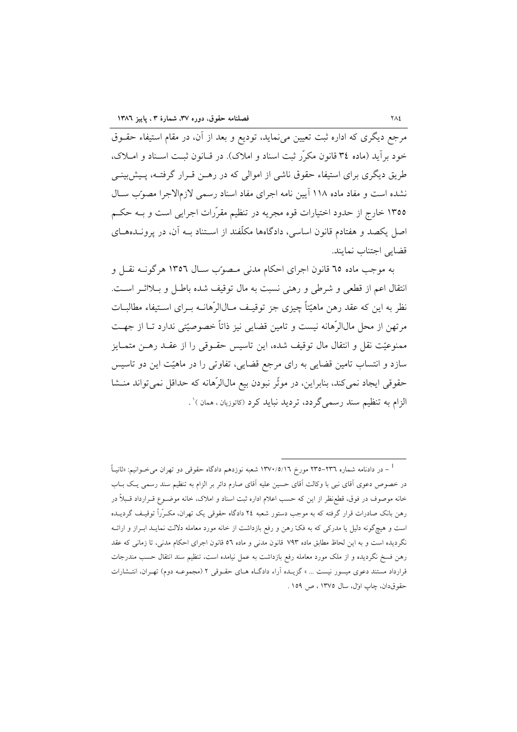مرجع دیگری که اداره ثبت تعیین می‌نماید، تودیع و بعد از آن، در مقام استیفاء حقوق خود برآید (ماده ٣٤ قانون مکرّر ثبت اسناد و املاک). در قانون ثبت اسناد و املاک، طریق دیگری برای استیفاء حقوق ناشی از اموالی که در رهن قرار گرفته، پیش‌بینی نشده است و مفاد ماده ١١٨ آیین نامه اجرای مفاد اسناد رسمی لازم‌الاجرا مصوّب سال ١٣٥٥ خارج از حدود اختیارات قوه مجریه در تنظیم مقرّرات اجرایی است و به حکم اصل یکصد و هفتادم قانون اساسی، دادگاهها مکلّفند از استناد به آن، در پرونده‌های قضایی اجتناب نمایند.

به موجب ماده ٦٥ قانون اجرای احکام مدنی مصوّب سال ١٣٥٦ هرگونه نقل و انتقال اعم از قطعی و شرطی و رهنی نسبت به مال توقیف شده باطل و بلااثر است. نظر به این که عقد رهن ماهیّتاً چیزی جز توقیف مال‌الرّهانه برای استیفاء مطالبات مرتهن از محل مال‌الرّهانه نیست و تامین قضایی نیز ذاتاً خصوصیّتی ندارد تا از جهت ممنوعیّت نقل و انتقال مال توقیف شده، این تاسیس حقوقی را از عقد رهن متمایز سازد و انتساب تامین قضایی به رای مرجع قضایی، تفاوتی را در ماهیّت این دو تاسیس حقوقی ایجاد نمی‌کند، بنابراین، در موثّر نبودن بیع مال‌الرّهانه که حداقل نمی‌تواند منشا الزام به تنظیم سند رسمی‌گردد، تردید نباید کرد (کاتوزیان ، همان )[1] .

---

[1] - در دادنامه شماره ٢٣٦-٢٣٥ مورخ ١٣٧٠/٥/١٦ شعبه نوزدهم دادگاه حقوقی دو تهران می‌خوانیم: «ثانیاً در خصوص دعوی آقای نبی با وکالت آقای حسین علیه آقای صارم دائر بر الزام به تنظیم سند رسمی یک باب خانه موصوف در فوق، قطع‌نظر از این که حسب اعلام اداره ثبت اسناد و املاک، خانه موضوع قرارداد قبلاً در رهن بانک صادرات قرار گرفته که به موجب دستور شعبه ٢٤ دادگاه حقوقی یک تهران، مکرّراً توقیف گردیده است و هیچ‌گونه دلیل یا مدرکی که به فکّ رهن و رفع بازداشت از خانه مورد معامله دلالت نماید ابراز و ارائه نگردیده است و به این لحاظ مطابق ماده ٧٩٣ قانون مدنی و ماده ٥٦ قانون اجرای احکام مدنی، تا زمانی که عقد رهن فسخ نگردیده و از ملک مورد معامله رفع بازداشت به عمل نیامده است، تنظیم سند انتقال حسب مندرجات قرارداد مستند دعوی میسور نیست ... » گزیده آراء دادگاه های حقوقی ٢ (مجموعه دوم) تهران، انتشارات حقوق‌دان، چاپ اوّل، سال ١٣٧٥ ، ص ١٥٩ .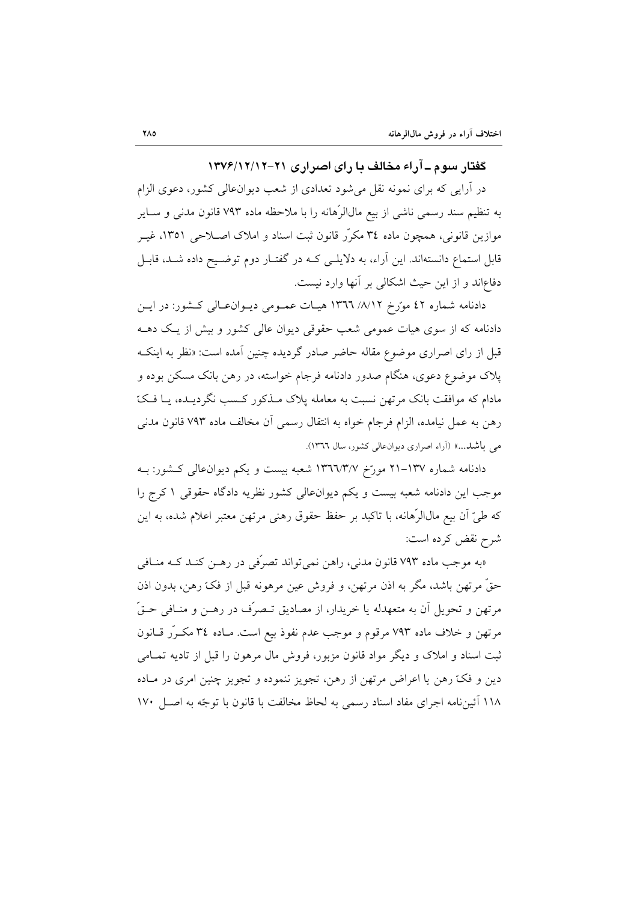## گفتار سوم ـ آراء مخالف با رای اصراری ۲۱-۱۳۷۶/۱۲/۱۲

در آرایی که برای نمونه نقل می‌شود تعدادی از شعب دیوان‌عالی کشور، دعوی الزام به تنظیم سند رسمی ناشی از بیع مال‌الرّهانه را با ملاحظه ماده ۷۹۳ قانون مدنی و سایر موازین قانونی، همچون ماده ۳٤ مکرّر قانون ثبت اسناد و املاک اصلاحی ۱۳۵۱، غیر قابل استماع دانسته‌اند. این آراء، به دلایلی که در گفتار دوم توضیح داده شد، قابل دفاع‌اند و از این حیث اشکالی بر آنها وارد نیست.

دادنامه شماره ٤۲ مورّخ ۱۳٦٦ /۸/۱۲ هیات عمومی دیوان‌عالی کشور: در این دادنامه که از سوی هیات عمومی شعب حقوقی دیوان عالی کشور و بیش از یک دهه قبل از رای اصراری موضوع مقاله حاضر صادر گردیده چنین آمده است: «نظر به اینکه پلاک موضوع دعوی، هنگام صدور دادنامه فرجام خواسته، در رهن بانک مسکن بوده و مادام که موافقت بانک مرتهن نسبت به معامله پلاک مذکور کسب نگردیده، یا فکّ رهن به عمل نیامده، الزام فرجام خواه به انتقال رسمی آن مخالف ماده ۷۹۳ قانون مدنی می باشد...» (آراء اصراری دیوان‌عالی کشور، سال ۱۳٦٦).

دادنامه شماره ۱۳۷-۲۱ مورّخ ۱۳٦٦/۳/۷ شعبه بیست و یکم دیوان‌عالی کشور: به موجب این دادنامه شعبه بیست و یکم دیوان‌عالی کشور نظریه دادگاه حقوقی ۱ کرج را که طیّ آن بیع مال‌الرّهانه، با تاکید بر حفظ حقوق رهنی مرتهن معتبر اعلام شده، به این شرح نقض کرده است:

«به موجب ماده ۷۹۳ قانون مدنی، راهن نمی‌تواند تصرّفی در رهن کند که منافی حقّ مرتهن باشد، مگر به اذن مرتهن، و فروش عین مرهونه قبل از فکّ رهن، بدون اذن مرتهن و تحویل آن به متعهدله یا خریدار، از مصادیق تصرّف در رهن و منافی حقّ مرتهن و خلاف ماده ۷۹۳ مرقوم و موجب عدم نفوذ بیع است. ماده ۳٤ مکرّر قانون ثبت اسناد و املاک و دیگر مواد قانون مزبور، فروش مال مرهون را قبل از تادیه تمامی دین و فکّ رهن یا اعراض مرتهن از رهن، تجویز ننموده و تجویز چنین امری در ماده ۱۱۸ آئین‌نامه اجرای مفاد اسناد رسمی به لحاظ مخالفت با قانون با توجّه به اصل ۱۷۰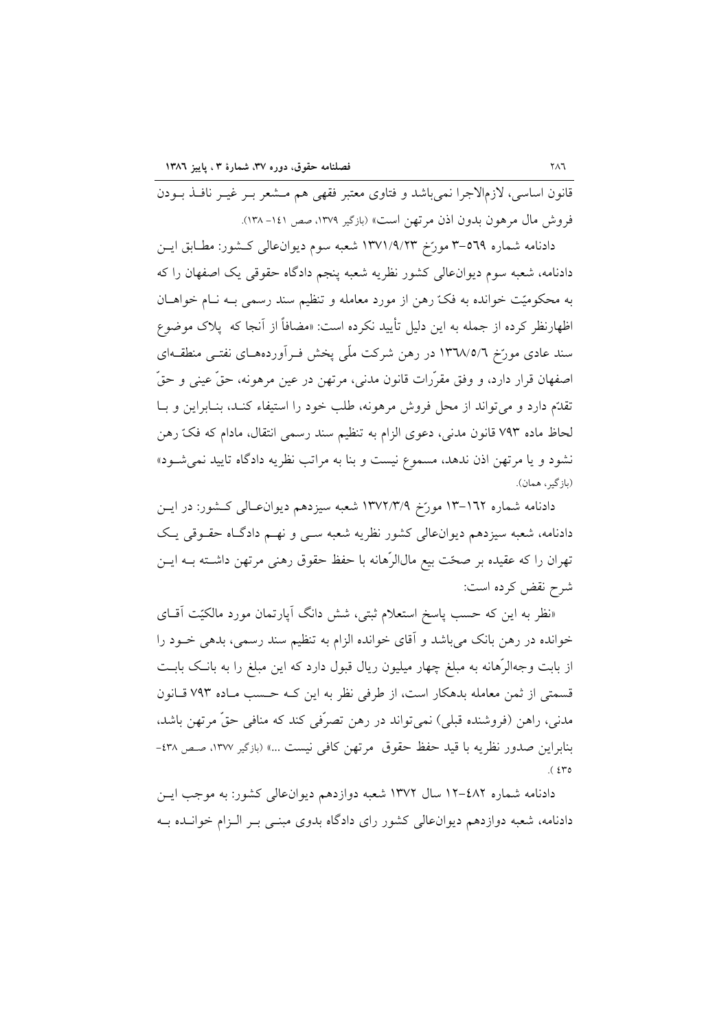قانون اساسی، لازم‌الاجرا نمی‌باشد و فتاوی معتبر فقهی هم مشعر بر غیر نافذ بودن فروش مال مرهون بدون اذن مرتهن است» (بازگیر ۱۳۷۹، صص ۱۴۱- ۱۳۸).

دادنامه شماره ۵۶۹-۳ مورّخ ۱۳۷۱/۹/۲۳ شعبه سوم دیوان‌عالی کشور: مطابق این دادنامه، شعبه سوم دیوان‌عالی کشور نظریه شعبه پنجم دادگاه حقوقی یک اصفهان را که به محکومیّت خوانده به فکّ رهن از مورد معامله و تنظیم سند رسمی به نام خواهان اظهارنظر کرده از جمله به این دلیل تأیید نکرده است: «مضافاً از آنجا که پلاک موضوع سند عادی مورّخ ۱۳۶۸/۵/۶ در رهن شرکت ملّی پخش فرآورده‌های نفتی منطقه‌ای اصفهان قرار دارد، و وفق مقرّرات قانون مدنی، مرتهن در عین مرهونه، حقّ عینی و حقّ تقدّم دارد و می‌تواند از محل فروش مرهونه، طلب خود را استیفاء کند، بنابراین و با لحاظ ماده ۷۹۳ قانون مدنی، دعوی الزام به تنظیم سند رسمی انتقال، مادام که فکّ رهن نشود و یا مرتهن اذن ندهد، مسموع نیست و بنا به مراتب نظریه دادگاه تایید نمی‌شود» (بازگیر، همان).

دادنامه شماره ۱۶۲-۱۳ مورّخ ۱۳۷۲/۳/۹ شعبه سیزدهم دیوان‌عالی کشور: در این دادنامه، شعبه سیزدهم دیوان‌عالی کشور نظریه شعبه سی و نهم دادگاه حقوقی یک تهران را که عقیده بر صحّت بیع مال‌الرّهانه با حفظ حقوق رهنی مرتهن داشته به این شرح نقض کرده است:

«نظر به این که حسب پاسخ استعلام ثبتی، شش دانگ آپارتمان مورد مالکیّت آقای خوانده در رهن بانک می‌باشد و آقای خوانده الزام به تنظیم سند رسمی، بدهی خود را از بابت وجه‌الرّهانه به مبلغ چهار میلیون ریال قبول دارد که این مبلغ را به بانک بابت قسمتی از ثمن معامله بدهکار است، از طرفی نظر به این که حسب ماده ۷۹۳ قانون مدنی، راهن (فروشنده قبلی) نمی‌تواند در رهن تصرّفی کند که منافی حقّ مرتهن باشد، بنابراین صدور نظریه با قید حفظ حقوق مرتهن کافی نیست ...» (بازگیر ۱۳۷۷، صص ۴۳۸- ۴۳۵).

دادنامه شماره ۴۸۲-۱۲ سال ۱۳۷۲ شعبه دوازدهم دیوان‌عالی کشور: به موجب این دادنامه، شعبه دوازدهم دیوان‌عالی کشور رای دادگاه بدوی مبنی بر الزام خوانده به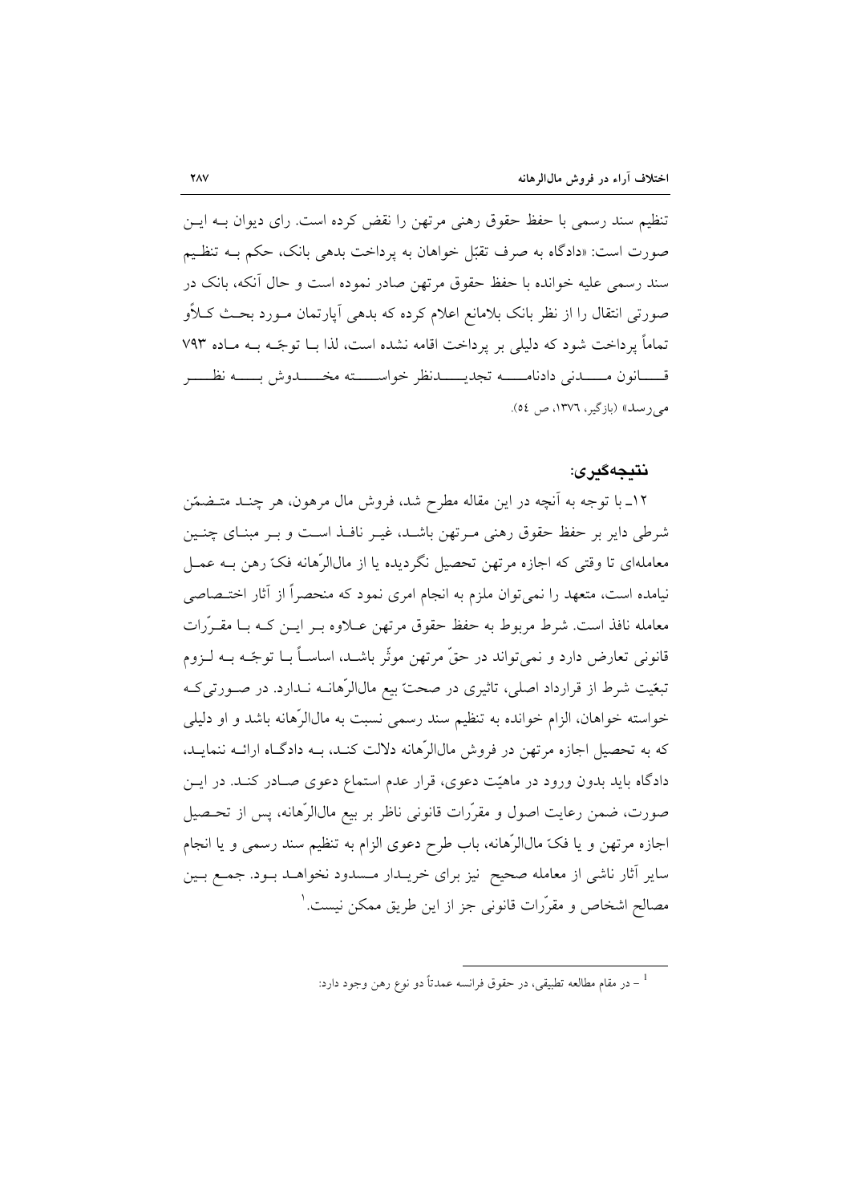تنظیم سند رسمی با حفظ حقوق رهنی مرتهن را نقض کرده است. رای دیوان به این صورت است: «دادگاه به صرف تقبّل خواهان به پرداخت بدهی بانک، حکم به تنظیم سند رسمی علیه خوانده با حفظ حقوق مرتهن صادر نموده است و حال آنکه، بانک در صورتی انتقال را از نظر بانک بلامانع اعلام کرده که بدهی آپارتمان مورد بحث کلاًو تماماً پرداخت شود که دلیلی بر پرداخت اقامه نشده است، لذا با توجّه به ماده ۷۹۳ قانون مدنی دادنامه تجدیدنظر خواسته مخدوش به نظر می‌رسد» (بازگیر، ۱۳۷٦، ص ٥٤).

### نتیجه‌گیری:

۱۲ـ با توجه به آنچه در این مقاله مطرح شد، فروش مال مرهون، هر چند متضمّن شرطی دایر بر حفظ حقوق رهنی مرتهن باشد، غیر نافذ است و بر مبنای چنین معامله‌ای تا وقتی که اجازه مرتهن تحصیل نگردیده یا از مال‌الرّهانه فکّ رهن به عمل نیامده است، متعهد را نمی‌توان ملزم به انجام امری نمود که منحصراً از آثار اختصاصی معامله نافذ است. شرط مربوط به حفظ حقوق مرتهن علاوه بر این که با مقرّرات قانونی تعارض دارد و نمی‌تواند در حقّ مرتهن موثّر باشد، اساساً با توجّه به لزوم تبعّیت شرط از قرارداد اصلی، تاثیری در صحتّ بیع مال‌الرّهانه ندارد. در صورتی‌که خواسته خواهان، الزام خوانده به تنظیم سند رسمی نسبت به مال‌الرّهانه باشد و او دلیلی که به تحصیل اجازه مرتهن در فروش مال‌الرّهانه دلالت کند، به دادگاه ارائه ننماید، دادگاه باید بدون ورود در ماهیّت دعوی، قرار عدم استماع دعوی صادر کند. در این صورت، ضمن رعایت اصول و مقرّرات قانونی ناظر بر بیع مال‌الرّهانه، پس از تحصیل اجازه مرتهن و یا فکّ مال‌الرّهانه، باب طرح دعوی الزام به تنظیم سند رسمی و یا انجام سایر آثار ناشی از معامله صحیح نیز برای خریدار مسدود نخواهد بود. جمع بین مصالح اشخاص و مقرّرات قانونی جز از این طریق ممکن نیست.[1]

---

[1] – در مقام مطالعه تطبیقی، در حقوق فرانسه عمدتاً دو نوع رهن وجود دارد: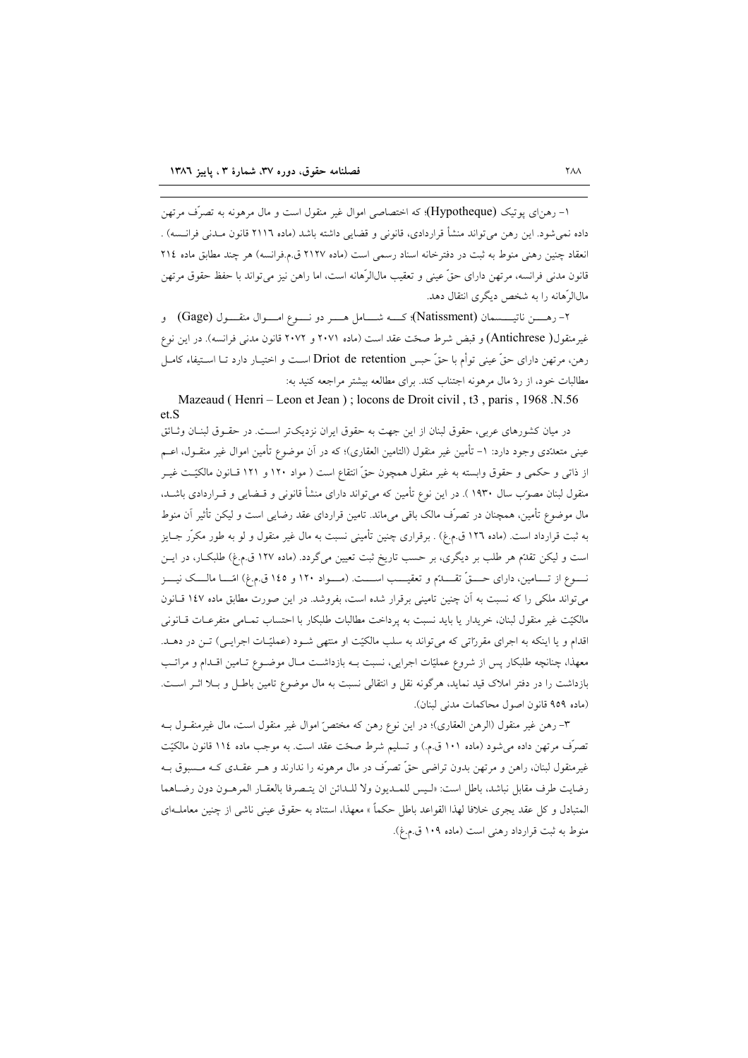۱- رهن‌ای پوتیک (Hypotheque)؛ که اختصاصی اموال غیر منقول است و مال مرهونه به تصرّف مرتهن داده نمی‌شود. این رهن می‌تواند منشأ قراردادی، قانونی و قضایی داشته باشد (ماده ۲۱۱۶ قانون مـدنی فرانسه) . انعقاد چنین رهنی منوط به ثبت در دفترخانه اسناد رسمی است (ماده ۲۱۲۷ ق.م.فرانسه) هر چند مطابق ماده ۲۱۴ قانون مدنی فرانسه، مرتهن دارای حقّ عینی و تعقیب مال‌الرّهانه است، اما راهن نیز می‌تواند با حفظ حقوق مرتهن مال‌الرّهانه را به شخص دیگری انتقال دهد.

۲- رهـــن ناتیـــسمان (Natissment)؛ کـــه شـــامل هـــر دو نـــوع امـــوال منقـــول (Gage) و غیرمنقول( Antichrese) و قبض شرط صحّت عقد است (ماده ۲۰۷۱ و ۲۰۷۲ قانون مدنی فرانسه). در این نوع رهن، مرتهن دارای حقّ عینی توأم با حقّ حبس Driot de retention اسـت و اختیـار دارد تـا اسـتیفاء کامـل مطالبات خود، از ردّ مال مرهونه اجتناب کند. برای مطالعه بیشتر مراجعه کنید به:

Mazeaud ( Henri – Leon et Jean ) ; locons de Droit civil , t3 , paris , 1968 .N.56 et.S

در میان کشورهای عربی، حقوق لبنان از این جهت به حقوق ایران نزدیک‌تر اسـت. در حقـوق لبنـان وثـائق عینی متعدّدی وجود دارد: ۱- تأمین غیر منقول (التامین العقاری)؛ که در آن موضوع تأمین اموال غیر منقـول، اعـم از ذاتی و حکمی و حقوق وابسته به غیر منقول همچون حقّ انتفاع است ( مواد ۱۲۰ و ۱۲۱ قـانون مالکیّـت غیـر منقول لبنان مصوّب سال ۱۹۳۰ ). در این نوع تأمین که می‌تواند دارای منشأ قانونی و قـضایی و قـراردادی باشـد، مال موضوع تأمین، همچنان در تصرّف مالک باقی می‌ماند. تامین قراردای عقد رضایی است و لیکن تأثیر آن منوط به ثبت قرارداد است. (ماده ۱۲۶ ق.م.غ) . برقراری چنین تأمینی نسبت به مال غیر منقول و لو به طور مکرّر جـایز است و لیکن تقدّم هر طلب بر دیگری، بر حسب تاریخ ثبت تعیین می‌گردد. (ماده ۱۲۷ ق.م.غ) طلبکـار، در ایـن نـــوع از تـــامین، دارای حـــقّ تقـــدّم و تعقیـــب اســـت. (مـــواد ۱۲۰ و ۱۴۵ ق.م.غ) امّـــا مالـــک نیـــز می‌تواند ملکی را که نسبت به آن چنین تامینی برقرار شده است، بفروشد. در این صورت مطابق ماده ۱۴۷ قـانون مالکیّت غیر منقول لبنان، خریدار یا باید نسبت به پرداخت مطالبات طلبکار با احتساب تمـامی متفرعـات قـانونی اقدام و یا اینکه به اجرای مقرراتی که می‌تواند به سلب مالکیّت او منتهی شـود (عملیّـات اجرایـی) تـن در دهـد. معهذا، چنانچه طلبکار پس از شروع عملیّات اجرایی، نسبت بـه بازداشـت مـال موضـوع تـامین اقـدام و مراتـب بازداشت را در دفتر املاک قید نماید، هرگونه نقل و انتقالی نسبت به مال موضوع تامین باطـل و بـلا اثـر اسـت. (ماده ۹۵۹ قانون اصول محاکمات مدنی لبنان).

۳- رهن غیر منقول (الرهن العقاری)؛ در این نوع رهن که مختصّ اموال غیر منقول است، مال غیرمنقـول بـه تصرّف مرتهن داده می‌شود (ماده ۱۰۱ ق.م.) و تسلیم شرط صحّت عقد است. به موجب ماده ۱۱۴ قانون مالکیّت غیرمنقول لبنان، راهن و مرتهن بدون تراضی حقّ تصرّف در مال مرهونه را ندارند و هـر عقـدی کـه مـسبوق بـه رضایت طرف مقابل نباشد، باطل است: «لیس للمـدیون ولا للـدائن ان یتـصرفا بالعقـار المرهـون دون رضـاهما المتبادل و کل عقد یجری خلافا لهذا القواعد باطل حکماً » معهذا، استناد به حقوق عینی ناشی از چنین معاملـه‌ای منوط به ثبت قرارداد رهنی است (ماده ۱۰۹ ق.م.غ).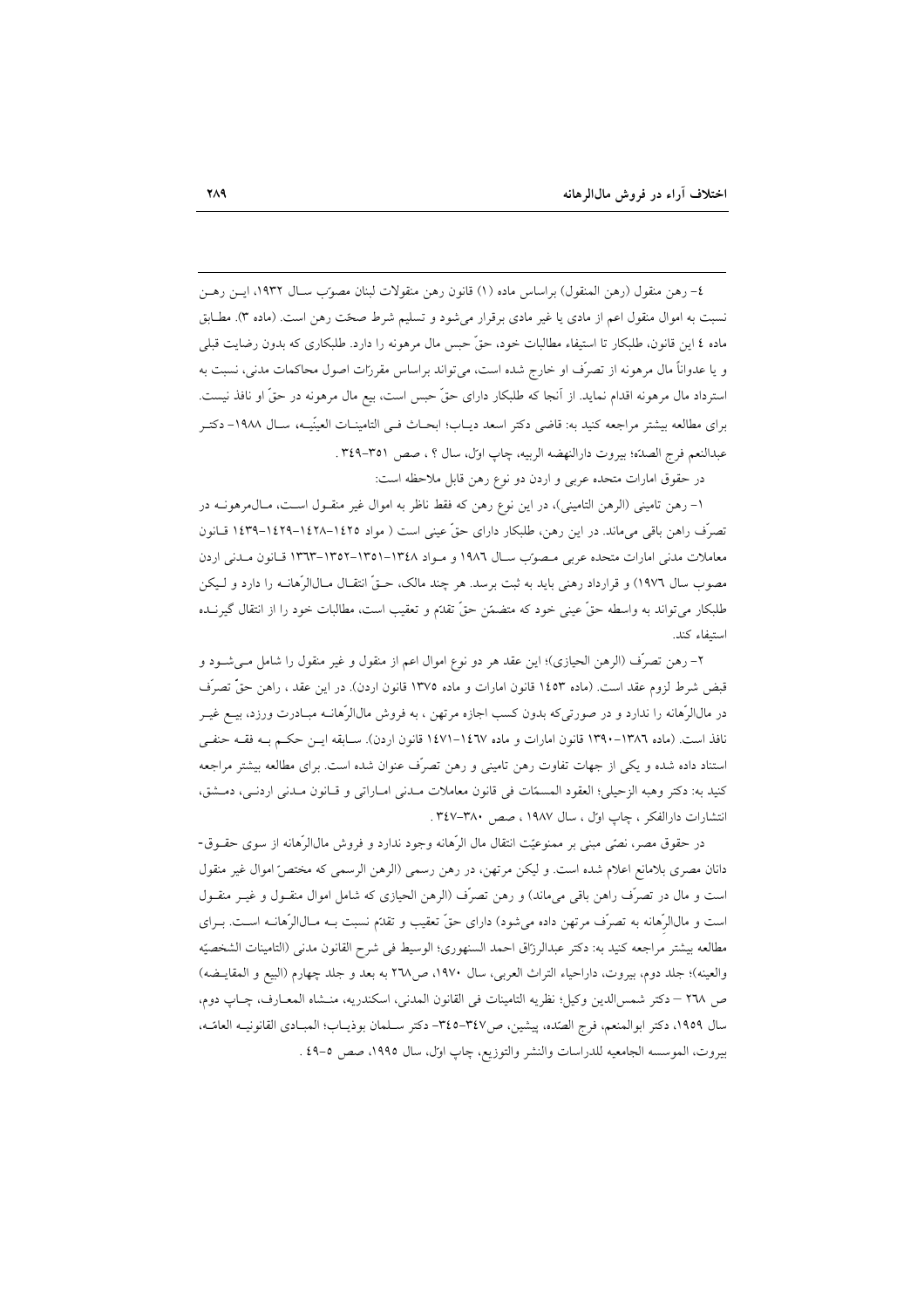٤- رهن منقول (رهن المنقول) براساس ماده (١) قانون رهن منقولات لبنان مصوّب سال ١٩٣٢، این رهن نسبت به اموال منقول اعم از مادی یا غیر مادی برقرار می‌شود و تسلیم شرط صحّت رهن است. (ماده ٣). مطابق ماده ٤ این قانون، طلبکار تا استیفاء مطالبات خود، حقّ حبس مال مرهونه را دارد. طلبکاری که بدون رضایت قبلی و یا عدواناً مال مرهونه از تصرّف او خارج شده است، می‌تواند براساس مقرّرات اصول محاکمات مدنی، نسبت به استرداد مال مرهونه اقدام نماید. از آنجا که طلبکار دارای حقّ حبس است، بیع مال مرهونه در حقّ او نافذ نیست. برای مطالعه بیشتر مراجعه کنید به: قاضی دکتر اسعد دیاب؛ ابحاث فی التامینات العینیّه، سال ١٩٨٨- دکتر عبدالنعم فرج الصدّه؛ بیروت دارالنهضه الربیه، چاپ اوّل، سال ؟ ، صص ٣٥١-٣٤٩ .

در حقوق امارات متحده عربی و اردن دو نوع رهن قابل ملاحظه است:

١- رهن تامینی (الرهن التامینی)، در این نوع رهن که فقط ناظر به اموال غیر منقول است، مال‌مرهونه در تصرّف راهن باقی می‌ماند. در این رهن، طلبکار دارای حقّ عینی است ( مواد ١٤٢٥-١٤٢٨-١٤٢٩-١٤٣٩ قانون معاملات مدنی امارات متحده عربی مصوّب سال ١٩٨٦ و مواد ١٣٤٨-١٣٥١-١٣٥٢-١٣٦٣ قانون مدنی اردن مصوب سال ١٩٧٦) و قرارداد رهنی باید به ثبت برسد. هر چند مالک، حقّ انتقال مال‌الرّهانه را دارد و لیکن طلبکار می‌تواند به واسطه حقّ عینی خود که متضمّن حقّ تقدّم و تعقیب است، مطالبات خود را از انتقال گیرنده استیفاء کند.

٢- رهن تصرّف (الرهن الحیازی)؛ این عقد هر دو نوع اموال اعم از منقول و غیر منقول را شامل می‌شود و قبض شرط لزوم عقد است. (ماده ١٤٥٣ قانون امارات و ماده ١٣٧٥ قانون اردن). در این عقد ، راهن حقّ تصرّف در مال‌الرّهانه را ندارد و در صورتی‌که بدون کسب اجازه مرتهن ، به فروش مال‌الرّهانه مبادرت ورزد، بیع غیر نافذ است. (ماده ١٣٨٦-١٣٩٠ قانون امارات و ماده ١٤٦٧-١٤٧١ قانون اردن). سابقه این حکم به فقه حنفی استناد داده شده و یکی از جهات تفاوت رهن تامینی و رهن تصرّف عنوان شده است. برای مطالعه بیشتر مراجعه کنید به: دکتر وهبه الزحیلی؛ العقود المسمّات فی قانون معاملات مدنی اماراتی و قانون مدنی اردنی، دمشق، انتشارات دارالفکر ، چاپ اوّل ، سال ١٩٨٧ ، صص ٣٨٠-٣٤٧ .

در حقوق مصر، نصّی مبنی بر ممنوعیّت انتقال مال الرّهانه وجود ندارد و فروش مال‌الرّهانه از سوی حقوق‌دانان مصری بلامانع اعلام شده است. و لیکن مرتهن، در رهن رسمی (الرهن الرسمی که مختصّ اموال غیر منقول است و مال در تصرّف راهن باقی می‌ماند) و رهن تصرّف (الرهن الحیازی که شامل اموال منقول و غیر منقول است و مال‌الرِّهانه به تصرّف مرتهن داده می‌شود) دارای حقّ تعقیب و تقدّم نسبت به مال‌الرّهانه است. برای مطالعه بیشتر مراجعه کنید به: دکتر عبدالرزّاق احمد السنهوری؛ الوسیط فی شرح القانون مدنی (التامینات الشخصیّه والعینه)؛ جلد دوم، بیروت، داراحیاء التراث العربی، سال ١٩٧٠، ص٢٦٨ به بعد و جلد چهارم (البیع و المقایضه) ص ٢٦٨ – دکتر شمس‌الدین وکیل؛ نظریه التامینات فی القانون المدنی، اسکندریه، منشاه المعارف، چاپ دوم، سال ١٩٥٩، دکتر ابوالمنعم، فرج الصدّه، پیشین، ص٣٤٧-٣٤٥- دکتر سلمان بوذیاب؛ المبادی القانونیه العامّه، بیروت، الموسسه الجامعیه للدراسات والنشر والتوزیع، چاپ اوّل، سال ١٩٩٥، صص ٥-٤٩ .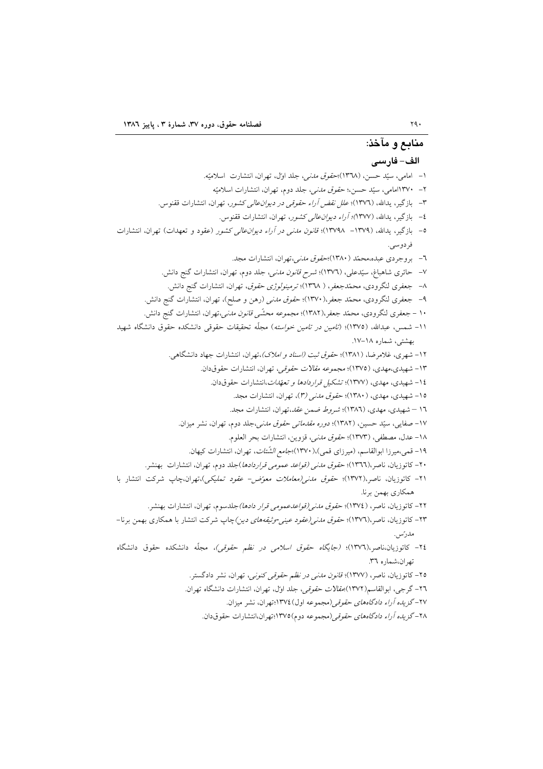## منابع و مآخذ:

### الف- فارسی

۱- امامی، سیّد حسن، (۱۳٦۸)؛*حقوق مدنی*، جلد اول، تهران، انتشارت اسلامیّه.

۲- ۱۳۷۰امامی، سیّد حسن،؛ *حقوق مدنی*، جلد دوم، تهران، انتشارات اسلامیّه

۳- بازگیر، یدالله، (۱۳۷٦)؛ *علل نقض آراء حقوقی در دیوان‌عالی کشور*، تهران، انتشارات ققنوس.

٤- بازگیر، یدالله، (۱۳۷۷)؛ *آراء دیوان‌عالی کشور*، تهران، انتشارات ققنوس.

٥- بازگیر، یدالله، (۱۳۷۹- ۱۳۷۹۸)؛ *قانون مدنی در آراء دیوان‌عالی کشور* (عقود و تعهدات) تهران، انتشارات فردوسی.

٦- بروجردی عبده،محمّد (۱۳۸۰)؛*حقوق مدنی*،تهران، انتشارات مجد.

۷- حائری شاهباغ، سیّدعلی، (۱۳۷٦)؛ *شرح قانون مدنی*، جلد دوم، تهران، انتشارات گنج دانش.

۸- جعفری لنگرودی، محمّدجعفر، ( ۱۳٦۸)؛ *ترمینولوژی حقوق*، تهران، انتشارات گنج دانش.

۹- جعفری لنگرودی، محمّد جعفر،(۱۳۷۰)؛ *حقوق مدنی* (رهن و صلح)، تهران، انتشارات گنج دانش.

۱۰ - جعفری لنگرودی، محمّد جعفر،(۱۳۸۲)؛ *مجموعه محشّی قانون مدنی*،تهران، انتشارات گنج دانش.

۱۱- شمس، عبدالله، (۱۳۷٥)؛ *(تامین در تامین خواسته)* مجلّه تحقیقات حقوقی دانشکده حقوق دانشگاه شهید بهشتی، شماره ۱۸-۱۷.

۱۲- شهری، غلامرضا، (۱۳۸۱)؛ *حقوق ثبت (اسناد و املاک)*،تهران، انتشارات جهاد دانشگاهی.

۱۳- شهیدی،مهدی، (۱۳۷٥)؛ *مجموعه مقالات حقوقی*، تهران، انتشارات حقوق‌دان.

۱٤- شهیدی، مهدی، (۱۳۷۷)؛ *تشکیل قراردادها و تعهّدات*،انتشارات حقوق‌دان.

۱٥- شهیدی، مهدی، (۱۳۸۰)؛ *حقوق مدنی (۳)*، تهران، انتشارات مجد.

۱٦ – شهیدی، مهدی، (۱۳۸٦)؛ *شروط ضمن عقد*،تهران، انتشارات مجد.

۱۷- صفایی، سیّد حسین، (۱۳۸۲)؛ *دوره مقدماتی حقوق مدنی*،جلد دوم، تهران، نشر میزان.

۱۸- عدل، مصطفی، (۱۳۷۳)؛ *حقوق مدنی*، قزوین، انتشارات بحر العلوم.

۱۹- قمی،میرزا ابوالقاسم، (میرزای قمی)،(۱۳۷۰)؛*جامع الشّتات*، تهران، انتشارات کیهان.

۲۰- کاتوزیان، ناصر،(۱۳٦٦)؛ *حقوق مدنی (قواعد عمومی قراردادها)*جلد دوم، تهران، انتشارات بهنشر.

۲۱- کاتوزیان، ناصر،(۱۳۷۲)؛ *حقوق مدنی(معاملات معوّض- عقود تملیکی)*،تهران،چاپ شرکت انتشار با همکاری بهمن برنا.

۲۲- کاتوزیان، ناصر، (۱۳۷٤)؛ *حقوق مدنی(قواعدعمومی قرار دادها)*جلدسوم، تهران، انتشارات بهنشر.

۲۳- کاتوزیان، ناصر،(۱۳۷٦)؛ *حقوق مدنی(عقود عینی-وثیقه‌های دین)*چاپ شرکت انتشار با همکاری بهمن برنا- مدرّس.

۲٤- کاتوزیان،ناصر،(۱۳۷٦)؛ *(جایگاه حقوق اسلامی در نظم حقوقی)*، مجلّه دانشکده حقوق دانشگاه تهران،شماره ۳٦.

۲٥- کاتوزیان، ناصر، (۱۳۷۷)؛ *قانون مدنی در نظم حقوقی کنونی*، تهران، نشر دادگستر.

۲٦- گرجی، ابوالقاسم(۱۳۷۲)؛*مقالات حقوقی*، جلد اول، تهران، انتشارات دانشگاه تهران.

۲۷-*گزیده آراء دادگاه‌های حقوقی*(مجموعه اول)۱۳۷٤؛تهران، نشر میزان.

۲۸-*گزیده آراء دادگاه‌های حقوقی*(مجموعه دوم)۱۳۷٥؛تهران،انتشارات حقوق‌دان.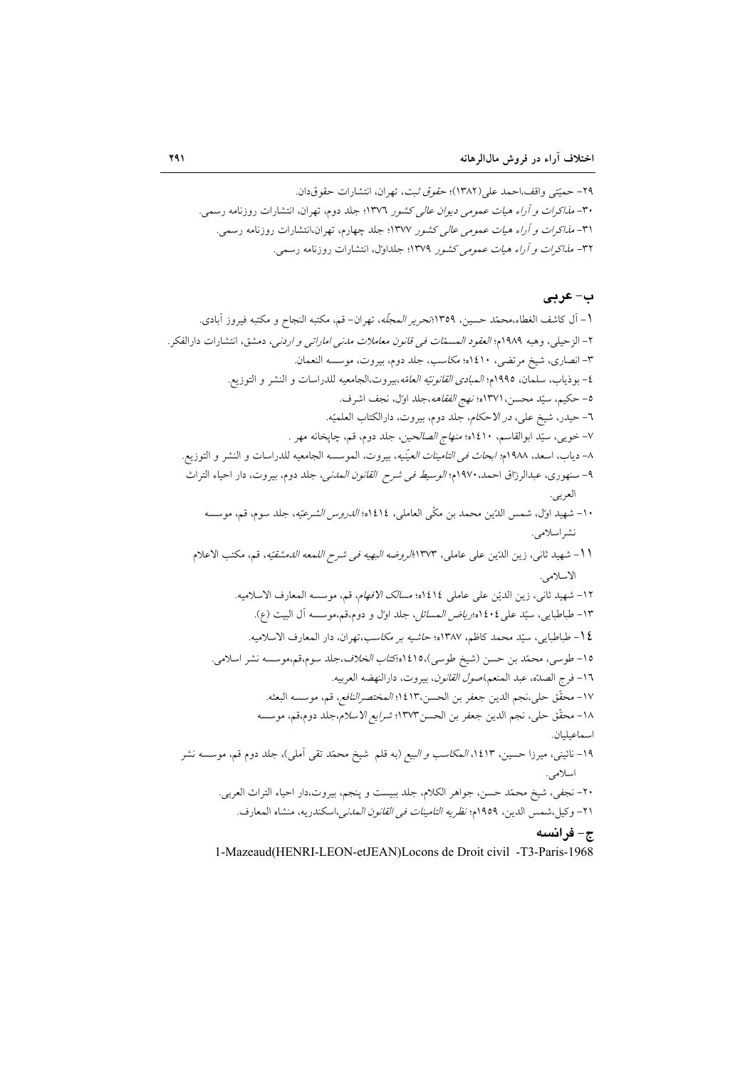۲۹- حمیّتی واقف،احمد علی(۱۳۸۲)؛ *حقوق ثبت*، تهران، انتشارات حقوقدان.

۳۰- *مذاکرات و آراء هیات عمومی دیوان عالی کشور* ۱۳۷٦؛ جلد دوم، تهران، انتشارات روزنامه رسمی.

۳۱- *مذاکرات و آراء هیات عمومی عالی کشور* ۱۳۷۷؛ جلد چهارم، تهران،انتشارات روزنامه رسمی.

۳۲- *مذاکرات و آراء هیات عمومی کشور* ۱۳۷۹؛ جلداول، انتشارات روزنامه رسمی.

## ب- عربی

۱- آل کاشف الغطاء،محمّد حسین، ۱۳۵۹؛*تحریر المجلّه*، تهران- قم، مکتبه النجاح و مکتبه فیروز آبادی.

۲- الزحیلی، وهبه ۱۹۸۹م؛ *العقود المسمّات فی قانون معاملات مدنی اماراتی و اردنی*، دمشق، انتشارات دارالفکر.

۳- انصاری، شیخ مرتضی، ۱٤۱۰ه؛ *مکاسب*، جلد دوم، بیروت، موسسه النعمان.

٤- بوذیاب، سلمان، ۱۹۹۵م؛ *المبادی القانونیّه العامّه*،بیروت،الجامعیه للدراسات و النشر و التوزیع.

٥- حکیم، سیّد محسن،۱۳۷۱ه؛ *نهج الفقاهه*،جلد اوّل، نجف اشرف.

٦- حیدر، شیخ علی، در *الاحکام*، جلد دوم، بیروت، دارالکتاب العلمیّه.

۷- خویی، سیّد ابوالقاسم، ۱٤۱۰ه؛ *منهاج الصالحین*، جلد دوم، قم، چاپخانه مهر .

۸- دیاب، اسعد، ۱۹۸۸م؛ *ابحاث فی التامینات العینیّه*، بیروت، الموسسه الجامعیه للدراسات و النشر و التوزیع.

۹- سنهوری، عبدالرزّاق احمد،۱۹۷۰م؛ *الوسیط فی شرح القانون المدنی*، جلد دوم، بیروت، دار احیاء التراث العربی.

۱۰- شهید اوّل، شمس الدّین محمد بن مکّی العاملی، ۱٤۱٤ه؛ *الدروس الشرعیّه*، جلد سوم، قم، موسسه نشراسلامی.

۱۱- شهید ثانی، زین الدّین علی عاملی، ۱۳۷۳؛*الروضه البهیه فی شرح اللمعه الدمشقیّه*، قم، مکتب الاعلام الاسلامی.

۱۲- شهید ثانی، زین الدیّن علی عاملی ۱٤۱٤ه؛ *مسالک الافهام*، قم، موسسه المعارف الاسلامیه.

۱۳- طباطبایی، سیّد علی۱٤۰٤ه؛*ریاض المسائل*، جلد اوّل و دوم،قم،موسسه آل البیت (ع).

۱٤- طباطبایی، سیّد محمد کاظم، ۱۳۸۷ه؛ *حاشیه بر مکاسب*،تهران، دار المعارف الاسلامیه.

۱٥- طوسی، محمّد بن حسن (شیخ طوسی)،۱٤۱٥ه؛*کتاب الخلاف*،جلد سوم،قم،موسسه نشر اسلامی.

۱٦- فرج الصدّه، عبد المنعم،*اصول القانون*، بیروت، دارالنهضه العربیه.

۱۷- محقّق حلی،نجم الدین جعفر بن الحسن،۱٤۱۳؛ *المختصرالنافع*، قم، موسسه البعثه.

۱۸- محقّق حلی، نجم الدین جعفر بن الحسن۱۳۷۳؛ *شرایع الاسلام*،جلد دوم،قم، موسسه اسماعیلیان.

۱۹- نائینی، میرزا حسین، ۱٤۱۳، *المکاسب و البیع* (به قلم شیخ محمّد تقی آملی)، جلد دوم قم، موسسه نشر اسلامی.

۲۰- نجفی، شیخ محمّد حسن، جواهر الکلام، جلد بیست و پنجم، بیروت،دار احیاء التراث العربی.

۲۱- وکیل،شمس الدین، ۱۹٥۹م؛ *نظریه التامینات فی القانون المدنی*،اسکندریه، منشاء المعارف.

## ج- فرانسه

1-Mazeaud(HENRI-LEON-etJEAN)Locons de Droit civil -T3-Paris-1968